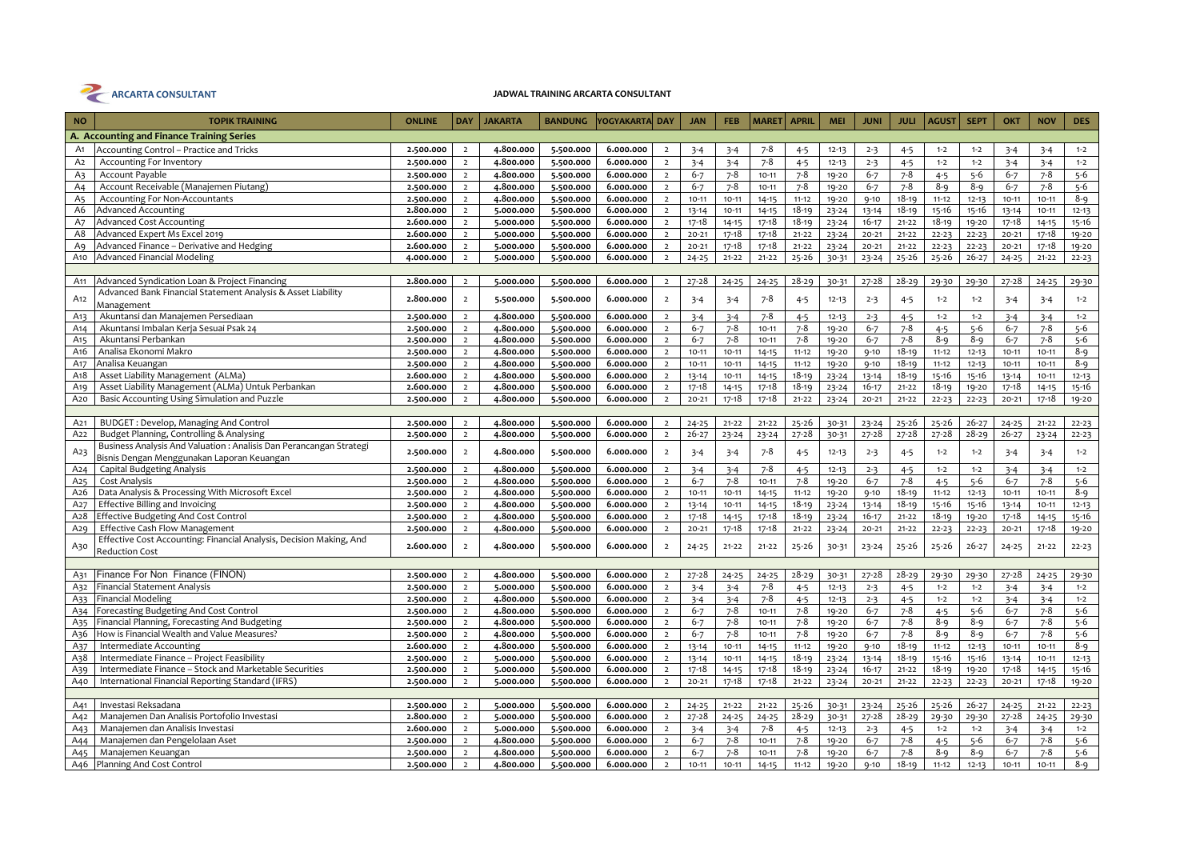**ARCARTA CONSULTANT**

**JADWAL TRAINING ARCARTA CONSULTANT**

| NO | TOPIK TRAINING | ONLINE | DAY | JAKARTA | BANDUNG | YOGYAKARTA | DAY | JAN | FEB | MARET | APRIL | MEI | JUNI | JULI | AGUST | SEPT | OKT | NOV | DES |
|---|---|---|---|---|---|---|---|---|---|---|---|---|---|---|---|---|---|---|---|
| **A. Accounting and Finance Training Series** | | | | | | | | | | | | | | | | | | | |
| A1 | Accounting Control – Practice and Tricks | 2.500.000 | 2 | 4.800.000 | 5.500.000 | 6.000.000 | 2 | 3-4 | 3-4 | 7-8 | 4-5 | 12-13 | 2-3 | 4-5 | 1-2 | 1-2 | 3-4 | 3-4 | 1-2 |
| A2 | Accounting For Inventory | 2.500.000 | 2 | 4.800.000 | 5.500.000 | 6.000.000 | 2 | 3-4 | 3-4 | 7-8 | 4-5 | 12-13 | 2-3 | 4-5 | 1-2 | 1-2 | 3-4 | 3-4 | 1-2 |
| A3 | Account Payable | 2.500.000 | 2 | 4.800.000 | 5.500.000 | 6.000.000 | 2 | 6-7 | 7-8 | 10-11 | 7-8 | 19-20 | 6-7 | 7-8 | 4-5 | 5-6 | 6-7 | 7-8 | 5-6 |
| A4 | Account Receivable (Manajemen Piutang) | 2.500.000 | 2 | 4.800.000 | 5.500.000 | 6.000.000 | 2 | 6-7 | 7-8 | 10-11 | 7-8 | 19-20 | 6-7 | 7-8 | 8-9 | 8-9 | 6-7 | 7-8 | 5-6 |
| A5 | Accounting For Non-Accountants | 2.500.000 | 2 | 4.800.000 | 5.500.000 | 6.000.000 | 2 | 10-11 | 10-11 | 14-15 | 11-12 | 19-20 | 9-10 | 18-19 | 11-12 | 12-13 | 10-11 | 10-11 | 8-9 |
| A6 | Advanced Accounting | 2.800.000 | 2 | 5.000.000 | 5.500.000 | 6.000.000 | 2 | 13-14 | 10-11 | 14-15 | 18-19 | 23-24 | 13-14 | 18-19 | 15-16 | 15-16 | 13-14 | 10-11 | 12-13 |
| A7 | Advanced Cost Accounting | 2.600.000 | 2 | 5.000.000 | 5.500.000 | 6.000.000 | 2 | 17-18 | 14-15 | 17-18 | 18-19 | 23-24 | 16-17 | 21-22 | 18-19 | 19-20 | 17-18 | 14-15 | 15-16 |
| A8 | Advanced Expert Ms Excel 2019 | 2.600.000 | 2 | 5.000.000 | 5.500.000 | 6.000.000 | 2 | 20-21 | 17-18 | 17-18 | 21-22 | 23-24 | 20-21 | 21-22 | 22-23 | 22-23 | 20-21 | 17-18 | 19-20 |
| A9 | Advanced Finance – Derivative and Hedging | 2.600.000 | 2 | 5.000.000 | 5.500.000 | 6.000.000 | 2 | 20-21 | 17-18 | 17-18 | 21-22 | 23-24 | 20-21 | 21-22 | 22-23 | 22-23 | 20-21 | 17-18 | 19-20 |
| A10 | Advanced Financial Modeling | 4.000.000 | 2 | 5.000.000 | 5.500.000 | 6.000.000 | 2 | 24-25 | 21-22 | 21-22 | 25-26 | 30-31 | 23-24 | 25-26 | 25-26 | 26-27 | 24-25 | 21-22 | 22-23 |
| | | | | | | | | | | | | | | | | | | | |
| A11 | Advanced Syndication Loan & Project Financing | 2.800.000 | 2 | 5.000.000 | 5.500.000 | 6.000.000 | 2 | 27-28 | 24-25 | 24-25 | 28-29 | 30-31 | 27-28 | 28-29 | 29-30 | 29-30 | 27-28 | 24-25 | 29-30 |
| A12 | Advanced Bank Financial Statement Analysis & Asset Liability Management | 2.800.000 | 2 | 5.500.000 | 5.500.000 | 6.000.000 | 2 | 3-4 | 3-4 | 7-8 | 4-5 | 12-13 | 2-3 | 4-5 | 1-2 | 1-2 | 3-4 | 3-4 | 1-2 |
| A13 | Akuntansi dan Manajemen Persediaan | 2.500.000 | 2 | 4.800.000 | 5.500.000 | 6.000.000 | 2 | 3-4 | 3-4 | 7-8 | 4-5 | 12-13 | 2-3 | 4-5 | 1-2 | 1-2 | 3-4 | 3-4 | 1-2 |
| A14 | Akuntansi Imbalan Kerja Sesuai Psak 24 | 2.500.000 | 2 | 4.800.000 | 5.500.000 | 6.000.000 | 2 | 6-7 | 7-8 | 10-11 | 7-8 | 19-20 | 6-7 | 7-8 | 4-5 | 5-6 | 6-7 | 7-8 | 5-6 |
| A15 | Akuntansi Perbankan | 2.500.000 | 2 | 4.800.000 | 5.500.000 | 6.000.000 | 2 | 6-7 | 7-8 | 10-11 | 7-8 | 19-20 | 6-7 | 7-8 | 8-9 | 8-9 | 6-7 | 7-8 | 5-6 |
| A16 | Analisa Ekonomi Makro | 2.500.000 | 2 | 4.800.000 | 5.500.000 | 6.000.000 | 2 | 10-11 | 10-11 | 14-15 | 11-12 | 19-20 | 9-10 | 18-19 | 11-12 | 12-13 | 10-11 | 10-11 | 8-9 |
| A17 | Analisa Keuangan | 2.500.000 | 2 | 4.800.000 | 5.500.000 | 6.000.000 | 2 | 10-11 | 10-11 | 14-15 | 11-12 | 19-20 | 9-10 | 18-19 | 11-12 | 12-13 | 10-11 | 10-11 | 8-9 |
| A18 | Asset Liability Management (ALMa) | 2.600.000 | 2 | 4.800.000 | 5.500.000 | 6.000.000 | 2 | 13-14 | 10-11 | 14-15 | 18-19 | 23-24 | 13-14 | 18-19 | 15-16 | 15-16 | 13-14 | 10-11 | 12-13 |
| A19 | Asset Liability Management (ALMa) Untuk Perbankan | 2.600.000 | 2 | 4.800.000 | 5.500.000 | 6.000.000 | 2 | 17-18 | 14-15 | 17-18 | 18-19 | 23-24 | 16-17 | 21-22 | 18-19 | 19-20 | 17-18 | 14-15 | 15-16 |
| A20 | Basic Accounting Using Simulation and Puzzle | 2.500.000 | 2 | 4.800.000 | 5.500.000 | 6.000.000 | 2 | 20-21 | 17-18 | 17-18 | 21-22 | 23-24 | 20-21 | 21-22 | 22-23 | 22-23 | 20-21 | 17-18 | 19-20 |
| | | | | | | | | | | | | | | | | | | | |
| A21 | BUDGET : Develop, Managing And Control | 2.500.000 | 2 | 4.800.000 | 5.500.000 | 6.000.000 | 2 | 24-25 | 21-22 | 21-22 | 25-26 | 30-31 | 23-24 | 25-26 | 25-26 | 26-27 | 24-25 | 21-22 | 22-23 |
| A22 | Budget Planning, Controlling & Analysing | 2.500.000 | 2 | 4.800.000 | 5.500.000 | 6.000.000 | 2 | 26-27 | 23-24 | 23-24 | 27-28 | 30-31 | 27-28 | 27-28 | 27-28 | 28-29 | 26-27 | 23-24 | 22-23 |
| A23 | Business Analysis And Valuation : Analisis Dan Perancangan Strategi Bisnis Dengan Menggunakan Laporan Keuangan | 2.500.000 | 2 | 4.800.000 | 5.500.000 | 6.000.000 | 2 | 3-4 | 3-4 | 7-8 | 4-5 | 12-13 | 2-3 | 4-5 | 1-2 | 1-2 | 3-4 | 3-4 | 1-2 |
| A24 | Capital Budgeting Analysis | 2.500.000 | 2 | 4.800.000 | 5.500.000 | 6.000.000 | 2 | 3-4 | 3-4 | 7-8 | 4-5 | 12-13 | 2-3 | 4-5 | 1-2 | 1-2 | 3-4 | 3-4 | 1-2 |
| A25 | Cost Analysis | 2.500.000 | 2 | 4.800.000 | 5.500.000 | 6.000.000 | 2 | 6-7 | 7-8 | 10-11 | 7-8 | 19-20 | 6-7 | 7-8 | 4-5 | 5-6 | 6-7 | 7-8 | 5-6 |
| A26 | Data Analysis & Processing With Microsoft Excel | 2.500.000 | 2 | 4.800.000 | 5.500.000 | 6.000.000 | 2 | 10-11 | 10-11 | 14-15 | 11-12 | 19-20 | 9-10 | 18-19 | 11-12 | 12-13 | 10-11 | 10-11 | 8-9 |
| A27 | Effective Billing and Invoicing | 2.500.000 | 2 | 4.800.000 | 5.500.000 | 6.000.000 | 2 | 13-14 | 10-11 | 14-15 | 18-19 | 23-24 | 13-14 | 18-19 | 15-16 | 15-16 | 13-14 | 10-11 | 12-13 |
| A28 | Effective Budgeting And Cost Control | 2.500.000 | 2 | 4.800.000 | 5.500.000 | 6.000.000 | 2 | 17-18 | 14-15 | 17-18 | 18-19 | 23-24 | 16-17 | 21-22 | 18-19 | 19-20 | 17-18 | 14-15 | 15-16 |
| A29 | Effective Cash Flow Management | 2.500.000 | 2 | 4.800.000 | 5.500.000 | 6.000.000 | 2 | 20-21 | 17-18 | 17-18 | 21-22 | 23-24 | 20-21 | 21-22 | 22-23 | 22-23 | 20-21 | 17-18 | 19-20 |
| A30 | Effective Cost Accounting: Financial Analysis, Decision Making, And Reduction Cost | 2.600.000 | 2 | 4.800.000 | 5.500.000 | 6.000.000 | 2 | 24-25 | 21-22 | 21-22 | 25-26 | 30-31 | 23-24 | 25-26 | 25-26 | 26-27 | 24-25 | 21-22 | 22-23 |
| | | | | | | | | | | | | | | | | | | | |
| A31 | Finance For Non Finance (FINON) | 2.500.000 | 2 | 4.800.000 | 5.500.000 | 6.000.000 | 2 | 27-28 | 24-25 | 24-25 | 28-29 | 30-31 | 27-28 | 28-29 | 29-30 | 29-30 | 27-28 | 24-25 | 29-30 |
| A32 | Financial Statement Analysis | 2.500.000 | 2 | 5.000.000 | 5.500.000 | 6.000.000 | 2 | 3-4 | 3-4 | 7-8 | 4-5 | 12-13 | 2-3 | 4-5 | 1-2 | 1-2 | 3-4 | 3-4 | 1-2 |
| A33 | Financial Modeling | 2.500.000 | 2 | 4.800.000 | 5.500.000 | 6.000.000 | 2 | 3-4 | 3-4 | 7-8 | 4-5 | 12-13 | 2-3 | 4-5 | 1-2 | 1-2 | 3-4 | 3-4 | 1-2 |
| A34 | Forecasting Budgeting And Cost Control | 2.500.000 | 2 | 4.800.000 | 5.500.000 | 6.000.000 | 2 | 6-7 | 7-8 | 10-11 | 7-8 | 19-20 | 6-7 | 7-8 | 4-5 | 5-6 | 6-7 | 7-8 | 5-6 |
| A35 | Financial Planning, Forecasting And Budgeting | 2.500.000 | 2 | 4.800.000 | 5.500.000 | 6.000.000 | 2 | 6-7 | 7-8 | 10-11 | 7-8 | 19-20 | 6-7 | 7-8 | 8-9 | 8-9 | 6-7 | 7-8 | 5-6 |
| A36 | How is Financial Wealth and Value Measures? | 2.500.000 | 2 | 4.800.000 | 5.500.000 | 6.000.000 | 2 | 6-7 | 7-8 | 10-11 | 7-8 | 19-20 | 6-7 | 7-8 | 8-9 | 8-9 | 6-7 | 7-8 | 5-6 |
| A37 | Intermediate Accounting | 2.600.000 | 2 | 4.800.000 | 5.500.000 | 6.000.000 | 2 | 13-14 | 10-11 | 14-15 | 11-12 | 19-20 | 9-10 | 18-19 | 11-12 | 12-13 | 10-11 | 10-11 | 8-9 |
| A38 | Intermediate Finance – Project Feasibility | 2.500.000 | 2 | 5.000.000 | 5.500.000 | 6.000.000 | 2 | 13-14 | 10-11 | 14-15 | 18-19 | 23-24 | 13-14 | 18-19 | 15-16 | 15-16 | 13-14 | 10-11 | 12-13 |
| A39 | Intermediate Finance – Stock and Marketable Securities | 2.500.000 | 2 | 5.000.000 | 5.500.000 | 6.000.000 | 2 | 17-18 | 14-15 | 17-18 | 18-19 | 23-24 | 16-17 | 21-22 | 18-19 | 19-20 | 17-18 | 14-15 | 15-16 |
| A40 | International Financial Reporting Standard (IFRS) | 2.500.000 | 2 | 5.000.000 | 5.500.000 | 6.000.000 | 2 | 20-21 | 17-18 | 17-18 | 21-22 | 23-24 | 20-21 | 21-22 | 22-23 | 22-23 | 20-21 | 17-18 | 19-20 |
| | | | | | | | | | | | | | | | | | | | |
| A41 | Investasi Reksadana | 2.500.000 | 2 | 5.000.000 | 5.500.000 | 6.000.000 | 2 | 24-25 | 21-22 | 21-22 | 25-26 | 30-31 | 23-24 | 25-26 | 25-26 | 26-27 | 24-25 | 21-22 | 22-23 |
| A42 | Manajemen Dan Analisis Portofolio Investasi | 2.800.000 | 2 | 5.000.000 | 5.500.000 | 6.000.000 | 2 | 27-28 | 24-25 | 24-25 | 28-29 | 30-31 | 27-28 | 28-29 | 29-30 | 29-30 | 27-28 | 24-25 | 29-30 |
| A43 | Manajemen dan Analisis Investasi | 2.600.000 | 2 | 5.000.000 | 5.500.000 | 6.000.000 | 2 | 3-4 | 3-4 | 7-8 | 4-5 | 12-13 | 2-3 | 4-5 | 1-2 | 1-2 | 3-4 | 3-4 | 1-2 |
| A44 | Manajemen dan Pengelolaan Aset | 2.500.000 | 2 | 4.800.000 | 5.500.000 | 6.000.000 | 2 | 6-7 | 7-8 | 10-11 | 7-8 | 19-20 | 6-7 | 7-8 | 4-5 | 5-6 | 6-7 | 7-8 | 5-6 |
| A45 | Manajemen Keuangan | 2.500.000 | 2 | 4.800.000 | 5.500.000 | 6.000.000 | 2 | 6-7 | 7-8 | 10-11 | 7-8 | 19-20 | 6-7 | 7-8 | 8-9 | 8-9 | 6-7 | 7-8 | 5-6 |
| A46 | Planning And Cost Control | 2.500.000 | 2 | 4.800.000 | 5.500.000 | 6.000.000 | 2 | 10-11 | 10-11 | 14-15 | 11-12 | 19-20 | 9-10 | 18-19 | 11-12 | 12-13 | 10-11 | 10-11 | 8-9 |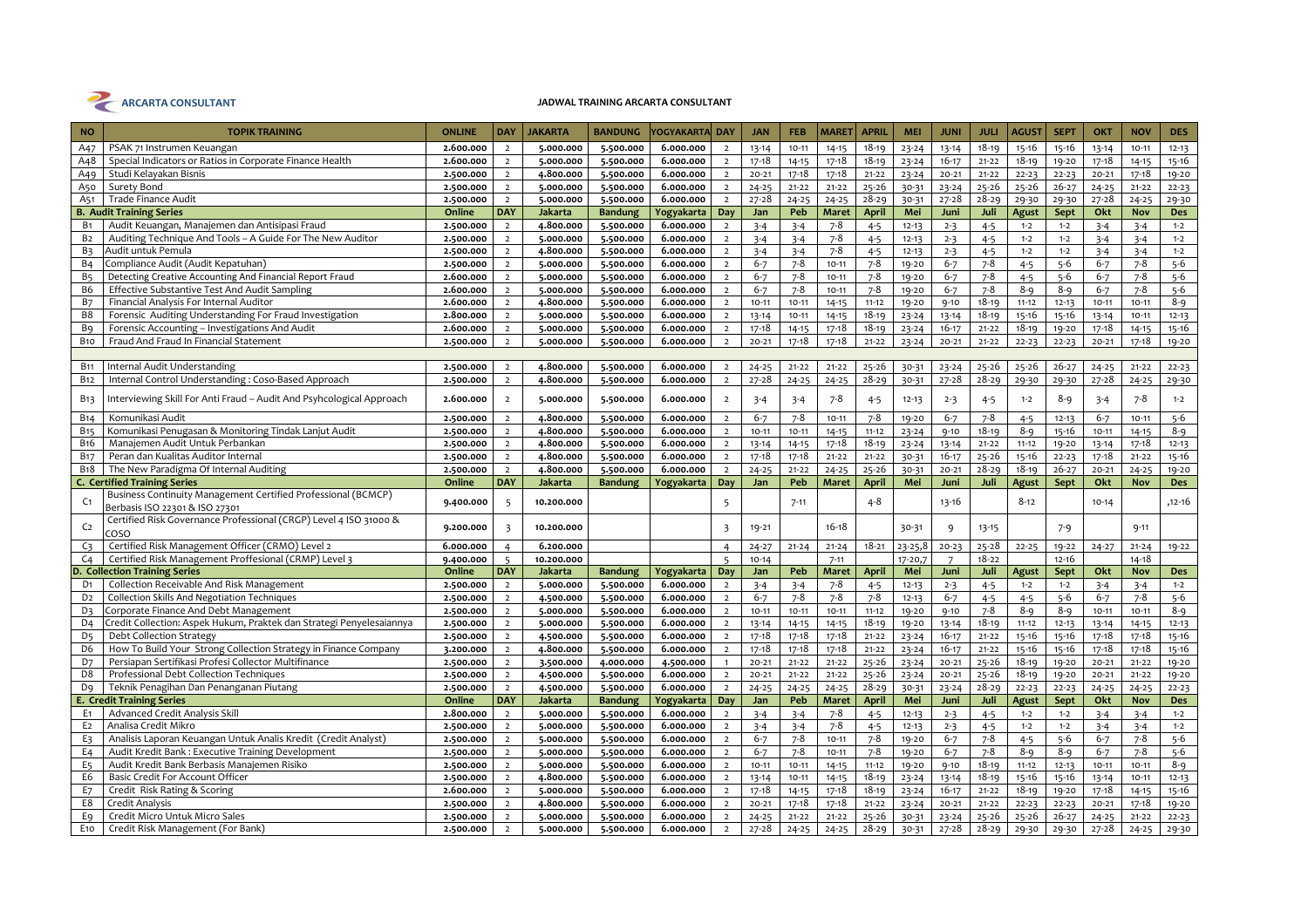**ARCARTA CONSULTANT**

**JADWAL TRAINING ARCARTA CONSULTANT**

| NO | TOPIK TRAINING | ONLINE | DAY | JAKARTA | BANDUNG | YOGYAKARTA | DAY | JAN | FEB | MARET | APRIL | MEI | JUNI | JULI | AGUST | SEPT | OKT | NOV | DES |
|---|---|---|---|---|---|---|---|---|---|---|---|---|---|---|---|---|---|---|---|
| A47 | PSAK 71 Instrumen Keuangan | 2.600.000 | 2 | 5.000.000 | 5.500.000 | 6.000.000 | 2 | 13-14 | 10-11 | 14-15 | 18-19 | 23-24 | 13-14 | 18-19 | 15-16 | 15-16 | 13-14 | 10-11 | 12-13 |
| A48 | Special Indicators or Ratios in Corporate Finance Health | 2.600.000 | 2 | 5.000.000 | 5.500.000 | 6.000.000 | 2 | 17-18 | 14-15 | 17-18 | 18-19 | 23-24 | 16-17 | 21-22 | 18-19 | 19-20 | 17-18 | 14-15 | 15-16 |
| A49 | Studi Kelayakan Bisnis | 2.500.000 | 2 | 4.800.000 | 5.500.000 | 6.000.000 | 2 | 20-21 | 17-18 | 17-18 | 21-22 | 23-24 | 20-21 | 21-22 | 22-23 | 22-23 | 20-21 | 17-18 | 19-20 |
| A50 | Surety Bond | 2.500.000 | 2 | 5.000.000 | 5.500.000 | 6.000.000 | 2 | 24-25 | 21-22 | 21-22 | 25-26 | 30-31 | 23-24 | 25-26 | 25-26 | 26-27 | 24-25 | 21-22 | 22-23 |
| A51 | Trade Finance Audit | 2.500.000 | 2 | 5.000.000 | 5.500.000 | 6.000.000 | 2 | 27-28 | 24-25 | 24-25 | 28-29 | 30-31 | 27-28 | 28-29 | 29-30 | 29-30 | 27-28 | 24-25 | 29-30 |
| **B. Audit Training Series** | | **Online** | **DAY** | **Jakarta** | **Bandung** | **Yogyakarta** | **Day** | **Jan** | **Peb** | **Maret** | **April** | **Mei** | **Juni** | **Juli** | **Agust** | **Sept** | **Okt** | **Nov** | **Des** |
| B1 | Audit Keuangan, Manajemen dan Antisipasi Fraud | 2.500.000 | 2 | 4.800.000 | 5.500.000 | 6.000.000 | 2 | 3-4 | 3-4 | 7-8 | 4-5 | 12-13 | 2-3 | 4-5 | 1-2 | 1-2 | 3-4 | 3-4 | 1-2 |
| B2 | Auditing Technique And Tools – A Guide For The New Auditor | 2.500.000 | 2 | 5.000.000 | 5.500.000 | 6.000.000 | 2 | 3-4 | 3-4 | 7-8 | 4-5 | 12-13 | 2-3 | 4-5 | 1-2 | 1-2 | 3-4 | 3-4 | 1-2 |
| B3 | Audit untuk Pemula | 2.500.000 | 2 | 4.800.000 | 5.500.000 | 6.000.000 | 2 | 3-4 | 3-4 | 7-8 | 4-5 | 12-13 | 2-3 | 4-5 | 1-2 | 1-2 | 3-4 | 3-4 | 1-2 |
| B4 | Compliance Audit (Audit Kepatuhan) | 2.500.000 | 2 | 5.000.000 | 5.500.000 | 6.000.000 | 2 | 6-7 | 7-8 | 10-11 | 7-8 | 19-20 | 6-7 | 7-8 | 4-5 | 5-6 | 6-7 | 7-8 | 5-6 |
| B5 | Detecting Creative Accounting And Financial Report Fraud | 2.600.000 | 2 | 5.000.000 | 5.500.000 | 6.000.000 | 2 | 6-7 | 7-8 | 10-11 | 7-8 | 19-20 | 6-7 | 7-8 | 4-5 | 5-6 | 6-7 | 7-8 | 5-6 |
| B6 | Effective Substantive Test And Audit Sampling | 2.600.000 | 2 | 5.000.000 | 5.500.000 | 6.000.000 | 2 | 6-7 | 7-8 | 10-11 | 7-8 | 19-20 | 6-7 | 7-8 | 8-9 | 8-9 | 6-7 | 7-8 | 5-6 |
| B7 | Financial Analysis For Internal Auditor | 2.600.000 | 2 | 4.800.000 | 5.500.000 | 6.000.000 | 2 | 10-11 | 10-11 | 14-15 | 11-12 | 19-20 | 9-10 | 18-19 | 11-12 | 12-13 | 10-11 | 10-11 | 8-9 |
| B8 | Forensic Auditing Understanding For Fraud Investigation | 2.800.000 | 2 | 5.000.000 | 5.500.000 | 6.000.000 | 2 | 13-14 | 10-11 | 14-15 | 18-19 | 23-24 | 13-14 | 18-19 | 15-16 | 15-16 | 13-14 | 10-11 | 12-13 |
| B9 | Forensic Accounting – Investigations And Audit | 2.600.000 | 2 | 5.000.000 | 5.500.000 | 6.000.000 | 2 | 17-18 | 14-15 | 17-18 | 18-19 | 23-24 | 16-17 | 21-22 | 18-19 | 19-20 | 17-18 | 14-15 | 15-16 |
| B10 | Fraud And Fraud In Financial Statement | 2.500.000 | 2 | 5.000.000 | 5.500.000 | 6.000.000 | 2 | 20-21 | 17-18 | 17-18 | 21-22 | 23-24 | 20-21 | 21-22 | 22-23 | 22-23 | 20-21 | 17-18 | 19-20 |
| B11 | Internal Audit Understanding | 2.500.000 | 2 | 4.800.000 | 5.500.000 | 6.000.000 | 2 | 24-25 | 21-22 | 21-22 | 25-26 | 30-31 | 23-24 | 25-26 | 25-26 | 26-27 | 24-25 | 21-22 | 22-23 |
| B12 | Internal Control Understanding : Coso-Based Approach | 2.500.000 | 2 | 4.800.000 | 5.500.000 | 6.000.000 | 2 | 27-28 | 24-25 | 24-25 | 28-29 | 30-31 | 27-28 | 28-29 | 29-30 | 29-30 | 27-28 | 24-25 | 29-30 |
| B13 | Interviewing Skill For Anti Fraud – Audit And Psyhcological Approach | 2.600.000 | 2 | 5.000.000 | 5.500.000 | 6.000.000 | 2 | 3-4 | 3-4 | 7-8 | 4-5 | 12-13 | 2-3 | 4-5 | 1-2 | 8-9 | 3-4 | 7-8 | 1-2 |
| B14 | Komunikasi Audit | 2.500.000 | 2 | 4.800.000 | 5.500.000 | 6.000.000 | 2 | 6-7 | 7-8 | 10-11 | 7-8 | 19-20 | 6-7 | 7-8 | 4-5 | 12-13 | 6-7 | 10-11 | 5-6 |
| B15 | Komunikasi Penugasan & Monitoring Tindak Lanjut Audit | 2.500.000 | 2 | 4.800.000 | 5.500.000 | 6.000.000 | 2 | 10-11 | 10-11 | 14-15 | 11-12 | 23-24 | 9-10 | 18-19 | 8-9 | 15-16 | 10-11 | 14-15 | 8-9 |
| B16 | Manajemen Audit Untuk Perbankan | 2.500.000 | 2 | 4.800.000 | 5.500.000 | 6.000.000 | 2 | 13-14 | 14-15 | 17-18 | 18-19 | 23-24 | 13-14 | 21-22 | 11-12 | 19-20 | 13-14 | 17-18 | 12-13 |
| B17 | Peran dan Kualitas Auditor Internal | 2.500.000 | 2 | 4.800.000 | 5.500.000 | 6.000.000 | 2 | 17-18 | 17-18 | 21-22 | 21-22 | 30-31 | 16-17 | 25-26 | 15-16 | 22-23 | 17-18 | 21-22 | 15-16 |
| B18 | The New Paradigma Of Internal Auditing | 2.500.000 | 2 | 4.800.000 | 5.500.000 | 6.000.000 | 2 | 24-25 | 21-22 | 24-25 | 25-26 | 30-31 | 20-21 | 28-29 | 18-19 | 26-27 | 20-21 | 24-25 | 19-20 |
| **C. Certified Training Series** | | **Online** | **DAY** | **Jakarta** | **Bandung** | **Yogyakarta** | **Day** | **Jan** | **Peb** | **Maret** | **April** | **Mei** | **Juni** | **Juli** | **Agust** | **Sept** | **Okt** | **Nov** | **Des** |
| C1 | Business Continuity Management Certified Professional (BCMCP) Berbasis ISO 22301 & ISO 27301 | 9.400.000 | 5 | 10.200.000 | | | 5 | | 7-11 | | 4-8 | | 13-16 | | 8-12 | | 10-14 | | ,12-16 |
| C2 | Certified Risk Governance Professional (CRGP) Level 4 ISO 31000 & COSO | 9.200.000 | 3 | 10.200.000 | | | 3 | 19-21 | | 16-18 | | 30-31 | 9 | 13-15 | | 7-9 | | 9-11 | |
| C3 | Certified Risk Management Officer (CRMO) Level 2 | 6.000.000 | 4 | 6.200.000 | | | 4 | 24-27 | 21-24 | 21-24 | 18-21 | 23-25,8 | 20-23 | 25-28 | 22-25 | 19-22 | 24-27 | 21-24 | 19-22 |
| C4 | Certified Risk Management Proffesional (CRMP) Level 3 | 9.400.000 | 5 | 10.200.000 | | | 5 | 10-14 | | 7-11 | | 17-20,7 | 7 | 18-22 | | 12-16 | | 14-18 | |
| **D. Collection Training Series** | | **Online** | **DAY** | **Jakarta** | **Bandung** | **Yogyakarta** | **Day** | **Jan** | **Peb** | **Maret** | **April** | **Mei** | **Juni** | **Juli** | **Agust** | **Sept** | **Okt** | **Nov** | **Des** |
| D1 | Collection Receivable And Risk Management | 2.500.000 | 2 | 5.000.000 | 5.500.000 | 6.000.000 | 2 | 3-4 | 3-4 | 7-8 | 4-5 | 12-13 | 2-3 | 4-5 | 1-2 | 1-2 | 3-4 | 3-4 | 1-2 |
| D2 | Collection Skills And Negotiation Techniques | 2.500.000 | 2 | 4.500.000 | 5.500.000 | 6.000.000 | 2 | 6-7 | 7-8 | 7-8 | 7-8 | 12-13 | 6-7 | 4-5 | 4-5 | 5-6 | 6-7 | 7-8 | 5-6 |
| D3 | Corporate Finance And Debt Management | 2.500.000 | 2 | 5.000.000 | 5.500.000 | 6.000.000 | 2 | 10-11 | 10-11 | 10-11 | 11-12 | 19-20 | 9-10 | 7-8 | 8-9 | 8-9 | 10-11 | 10-11 | 8-9 |
| D4 | Credit Collection: Aspek Hukum, Praktek dan Strategi Penyelesaiannya | 2.500.000 | 2 | 5.000.000 | 5.500.000 | 6.000.000 | 2 | 13-14 | 14-15 | 14-15 | 18-19 | 19-20 | 13-14 | 18-19 | 11-12 | 12-13 | 13-14 | 14-15 | 12-13 |
| D5 | Debt Collection Strategy | 2.500.000 | 2 | 4.500.000 | 5.500.000 | 6.000.000 | 2 | 17-18 | 17-18 | 17-18 | 21-22 | 23-24 | 16-17 | 21-22 | 15-16 | 15-16 | 17-18 | 17-18 | 15-16 |
| D6 | How To Build Your Strong Collection Strategy in Finance Company | 3.200.000 | 2 | 4.800.000 | 5.500.000 | 6.000.000 | 2 | 17-18 | 17-18 | 17-18 | 21-22 | 23-24 | 16-17 | 21-22 | 15-16 | 15-16 | 17-18 | 17-18 | 15-16 |
| D7 | Persiapan Sertifikasi Profesi Collector Multifinance | 2.500.000 | 2 | 3.500.000 | 4.000.000 | 4.500.000 | 1 | 20-21 | 21-22 | 21-22 | 25-26 | 23-24 | 20-21 | 25-26 | 18-19 | 19-20 | 20-21 | 21-22 | 19-20 |
| D8 | Professional Debt Collection Techniques | 2.500.000 | 2 | 4.500.000 | 5.500.000 | 6.000.000 | 2 | 20-21 | 21-22 | 21-22 | 25-26 | 23-24 | 20-21 | 25-26 | 18-19 | 19-20 | 20-21 | 21-22 | 19-20 |
| D9 | Teknik Penagihan Dan Penanganan Piutang | 2.500.000 | 2 | 4.500.000 | 5.500.000 | 6.000.000 | 2 | 24-25 | 24-25 | 24-25 | 28-29 | 30-31 | 23-24 | 28-29 | 22-23 | 22-23 | 24-25 | 24-25 | 22-23 |
| **E. Credit Training Series** | | **Online** | **DAY** | **Jakarta** | **Bandung** | **Yogyakarta** | **Day** | **Jan** | **Peb** | **Maret** | **April** | **Mei** | **Juni** | **Juli** | **Agust** | **Sept** | **Okt** | **Nov** | **Des** |
| E1 | Advanced Credit Analysis Skill | 2.800.000 | 2 | 5.000.000 | 5.500.000 | 6.000.000 | 2 | 3-4 | 3-4 | 7-8 | 4-5 | 12-13 | 2-3 | 4-5 | 1-2 | 1-2 | 3-4 | 3-4 | 1-2 |
| E2 | Analisa Credit Mikro | 2.500.000 | 2 | 5.000.000 | 5.500.000 | 6.000.000 | 2 | 3-4 | 3-4 | 7-8 | 4-5 | 12-13 | 2-3 | 4-5 | 1-2 | 1-2 | 3-4 | 3-4 | 1-2 |
| E3 | Analisis Laporan Keuangan Untuk Analis Kredit (Credit Analyst) | 2.500.000 | 2 | 5.000.000 | 5.500.000 | 6.000.000 | 2 | 6-7 | 7-8 | 10-11 | 7-8 | 19-20 | 6-7 | 7-8 | 4-5 | 5-6 | 6-7 | 7-8 | 5-6 |
| E4 | Audit Kredit Bank : Executive Training Development | 2.500.000 | 2 | 5.000.000 | 5.500.000 | 6.000.000 | 2 | 6-7 | 7-8 | 10-11 | 7-8 | 19-20 | 6-7 | 7-8 | 8-9 | 8-9 | 6-7 | 7-8 | 5-6 |
| E5 | Audit Kredit Bank Berbasis Manajemen Risiko | 2.500.000 | 2 | 5.000.000 | 5.500.000 | 6.000.000 | 2 | 10-11 | 10-11 | 14-15 | 11-12 | 19-20 | 9-10 | 18-19 | 11-12 | 12-13 | 10-11 | 10-11 | 8-9 |
| E6 | Basic Credit For Account Officer | 2.500.000 | 2 | 4.800.000 | 5.500.000 | 6.000.000 | 2 | 13-14 | 10-11 | 14-15 | 18-19 | 23-24 | 13-14 | 18-19 | 15-16 | 15-16 | 13-14 | 10-11 | 12-13 |
| E7 | Credit Risk Rating & Scoring | 2.600.000 | 2 | 5.000.000 | 5.500.000 | 6.000.000 | 2 | 17-18 | 14-15 | 17-18 | 18-19 | 23-24 | 16-17 | 21-22 | 18-19 | 19-20 | 17-18 | 14-15 | 15-16 |
| E8 | Credit Analysis | 2.500.000 | 2 | 4.800.000 | 5.500.000 | 6.000.000 | 2 | 20-21 | 17-18 | 17-18 | 21-22 | 23-24 | 20-21 | 21-22 | 22-23 | 22-23 | 20-21 | 17-18 | 19-20 |
| E9 | Credit Micro Untuk Micro Sales | 2.500.000 | 2 | 5.000.000 | 5.500.000 | 6.000.000 | 2 | 24-25 | 21-22 | 21-22 | 25-26 | 30-31 | 23-24 | 25-26 | 25-26 | 26-27 | 24-25 | 21-22 | 22-23 |
| E10 | Credit Risk Management (For Bank) | 2.500.000 | 2 | 5.000.000 | 5.500.000 | 6.000.000 | 2 | 27-28 | 24-25 | 24-25 | 28-29 | 30-31 | 27-28 | 28-29 | 29-30 | 29-30 | 27-28 | 24-25 | 29-30 |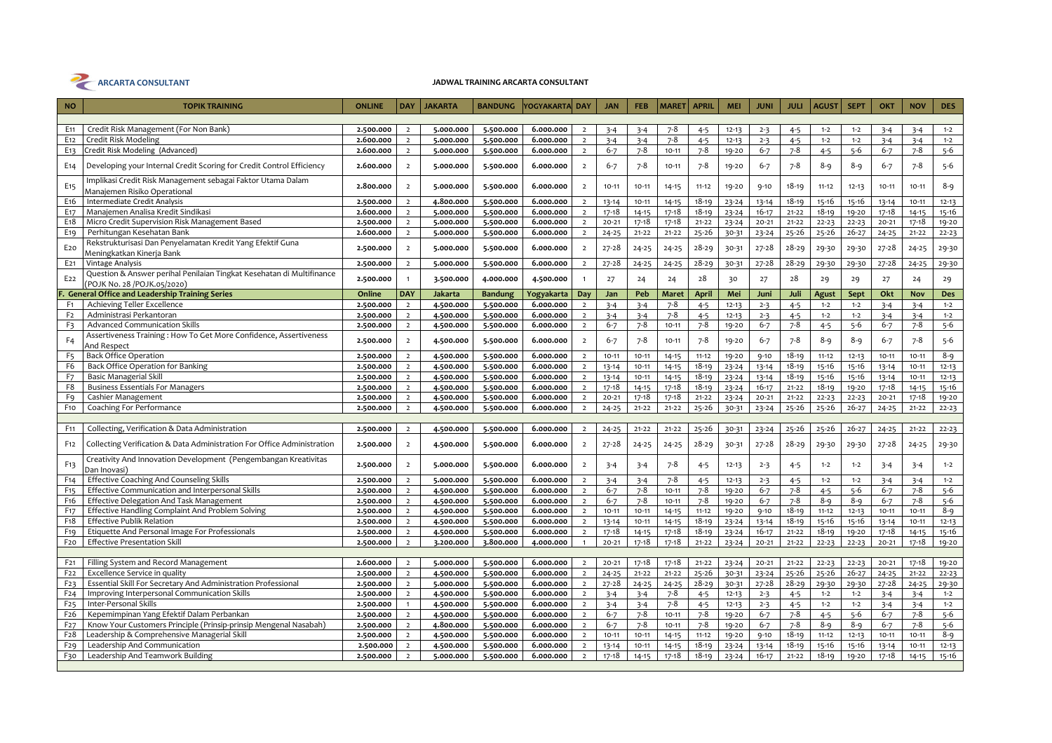**ARCARTA CONSULTANT**

**JADWAL TRAINING ARCARTA CONSULTANT**

| NO | TOPIK TRAINING | ONLINE | DAY | JAKARTA | BANDUNG | YOGYAKARTA | DAY | JAN | FEB | MARET | APRIL | MEI | JUNI | JULI | AGUST | SEPT | OKT | NOV | DES |
|---|---|---|---|---|---|---|---|---|---|---|---|---|---|---|---|---|---|---|---|
| E11 | Credit Risk Management (For Non Bank) | 2.500.000 | 2 | 5.000.000 | 5.500.000 | 6.000.000 | 2 | 3-4 | 3-4 | 7-8 | 4-5 | 12-13 | 2-3 | 4-5 | 1-2 | 1-2 | 3-4 | 3-4 | 1-2 |
| E12 | Credit Risk Modeling | 2.600.000 | 2 | 5.000.000 | 5.500.000 | 6.000.000 | 2 | 3-4 | 3-4 | 7-8 | 4-5 | 12-13 | 2-3 | 4-5 | 1-2 | 1-2 | 3-4 | 3-4 | 1-2 |
| E13 | Credit Risk Modeling (Advanced) | 2.600.000 | 2 | 5.000.000 | 5.500.000 | 6.000.000 | 2 | 6-7 | 7-8 | 10-11 | 7-8 | 19-20 | 6-7 | 7-8 | 4-5 | 5-6 | 6-7 | 7-8 | 5-6 |
| E14 | Developing your Internal Credit Scoring for Credit Control Efficiency | 2.600.000 | 2 | 5.000.000 | 5.500.000 | 6.000.000 | 2 | 6-7 | 7-8 | 10-11 | 7-8 | 19-20 | 6-7 | 7-8 | 8-9 | 8-9 | 6-7 | 7-8 | 5-6 |
| E15 | Implikasi Credit Risk Management sebagai Faktor Utama Dalam Manajemen Risiko Operational | 2.800.000 | 2 | 5.000.000 | 5.500.000 | 6.000.000 | 2 | 10-11 | 10-11 | 14-15 | 11-12 | 19-20 | 9-10 | 18-19 | 11-12 | 12-13 | 10-11 | 10-11 | 8-9 |
| E16 | Intermediate Credit Analysis | 2.500.000 | 2 | 4.800.000 | 5.500.000 | 6.000.000 | 2 | 13-14 | 10-11 | 14-15 | 18-19 | 23-24 | 13-14 | 18-19 | 15-16 | 15-16 | 13-14 | 10-11 | 12-13 |
| E17 | Manajemen Analisa Kredit Sindikasi | 2.600.000 | 2 | 5.000.000 | 5.500.000 | 6.000.000 | 2 | 17-18 | 14-15 | 17-18 | 18-19 | 23-24 | 16-17 | 21-22 | 18-19 | 19-20 | 17-18 | 14-15 | 15-16 |
| E18 | Micro Credit Supervision Risk Management Based | 2.500.000 | 2 | 5.000.000 | 5.500.000 | 6.000.000 | 2 | 20-21 | 17-18 | 17-18 | 21-22 | 23-24 | 20-21 | 21-22 | 22-23 | 22-23 | 20-21 | 17-18 | 19-20 |
| E19 | Perhitungan Kesehatan Bank | 2.600.000 | 2 | 5.000.000 | 5.500.000 | 6.000.000 | 2 | 24-25 | 21-22 | 21-22 | 25-26 | 30-31 | 23-24 | 25-26 | 25-26 | 26-27 | 24-25 | 21-22 | 22-23 |
| E20 | Rekstrukturisasi Dan Penyelamatan Kredit Yang Efektif Guna Meningkatkan Kinerja Bank | 2.500.000 | 2 | 5.000.000 | 5.500.000 | 6.000.000 | 2 | 27-28 | 24-25 | 24-25 | 28-29 | 30-31 | 27-28 | 28-29 | 29-30 | 29-30 | 27-28 | 24-25 | 29-30 |
| E21 | Vintage Analysis | 2.500.000 | 2 | 5.000.000 | 5.500.000 | 6.000.000 | 2 | 27-28 | 24-25 | 24-25 | 28-29 | 30-31 | 27-28 | 28-29 | 29-30 | 29-30 | 27-28 | 24-25 | 29-30 |
| E22 | Question & Answer perihal Penilaian Tingkat Kesehatan di Multifinance (POJK No. 28 /POJK.05/2020) | 2.500.000 | 1 | 3.500.000 | 4.000.000 | 4.500.000 | 1 | 27 | 24 | 24 | 28 | 30 | 27 | 28 | 29 | 29 | 27 | 24 | 29 |
| **F.** | **General Office and Leadership Training Series** | **Online** | **DAY** | **Jakarta** | **Bandung** | **Yogyakarta** | **Day** | **Jan** | **Peb** | **Maret** | **April** | **Mei** | **Juni** | **Juli** | **Agust** | **Sept** | **Okt** | **Nov** | **Des** |
| F1 | Achieving Teller Excellence | 2.500.000 | 2 | 4.500.000 | 5.500.000 | 6.000.000 | 2 | 3-4 | 3-4 | 7-8 | 4-5 | 12-13 | 2-3 | 4-5 | 1-2 | 1-2 | 3-4 | 3-4 | 1-2 |
| F2 | Administrasi Perkantoran | 2.500.000 | 2 | 4.500.000 | 5.500.000 | 6.000.000 | 2 | 3-4 | 3-4 | 7-8 | 4-5 | 12-13 | 2-3 | 4-5 | 1-2 | 1-2 | 3-4 | 3-4 | 1-2 |
| F3 | Advanced Communication Skills | 2.500.000 | 2 | 4.500.000 | 5.500.000 | 6.000.000 | 2 | 6-7 | 7-8 | 10-11 | 7-8 | 19-20 | 6-7 | 7-8 | 4-5 | 5-6 | 6-7 | 7-8 | 5-6 |
| F4 | Assertiveness Training : How To Get More Confidence, Assertiveness And Respect | 2.500.000 | 2 | 4.500.000 | 5.500.000 | 6.000.000 | 2 | 6-7 | 7-8 | 10-11 | 7-8 | 19-20 | 6-7 | 7-8 | 8-9 | 8-9 | 6-7 | 7-8 | 5-6 |
| F5 | Back Office Operation | 2.500.000 | 2 | 4.500.000 | 5.500.000 | 6.000.000 | 2 | 10-11 | 10-11 | 14-15 | 11-12 | 19-20 | 9-10 | 18-19 | 11-12 | 12-13 | 10-11 | 10-11 | 8-9 |
| F6 | Back Office Operation for Banking | 2.500.000 | 2 | 4.500.000 | 5.500.000 | 6.000.000 | 2 | 13-14 | 10-11 | 14-15 | 18-19 | 23-24 | 13-14 | 18-19 | 15-16 | 15-16 | 13-14 | 10-11 | 12-13 |
| F7 | Basic Managerial Skill | 2.500.000 | 2 | 4.500.000 | 5.500.000 | 6.000.000 | 2 | 13-14 | 10-11 | 14-15 | 18-19 | 23-24 | 13-14 | 18-19 | 15-16 | 15-16 | 13-14 | 10-11 | 12-13 |
| F8 | Business Essentials For Managers | 2.500.000 | 2 | 4.500.000 | 5.500.000 | 6.000.000 | 2 | 17-18 | 14-15 | 17-18 | 18-19 | 23-24 | 16-17 | 21-22 | 18-19 | 19-20 | 17-18 | 14-15 | 15-16 |
| F9 | Cashier Management | 2.500.000 | 2 | 4.500.000 | 5.500.000 | 6.000.000 | 2 | 20-21 | 17-18 | 17-18 | 21-22 | 23-24 | 20-21 | 21-22 | 22-23 | 22-23 | 20-21 | 17-18 | 19-20 |
| F10 | Coaching For Performance | 2.500.000 | 2 | 4.500.000 | 5.500.000 | 6.000.000 | 2 | 24-25 | 21-22 | 21-22 | 25-26 | 30-31 | 23-24 | 25-26 | 25-26 | 26-27 | 24-25 | 21-22 | 22-23 |
| F11 | Collecting, Verification & Data Administration | 2.500.000 | 2 | 4.500.000 | 5.500.000 | 6.000.000 | 2 | 24-25 | 21-22 | 21-22 | 25-26 | 30-31 | 23-24 | 25-26 | 25-26 | 26-27 | 24-25 | 21-22 | 22-23 |
| F12 | Collecting Verification & Data Administration For Office Administration | 2.500.000 | 2 | 4.500.000 | 5.500.000 | 6.000.000 | 2 | 27-28 | 24-25 | 24-25 | 28-29 | 30-31 | 27-28 | 28-29 | 29-30 | 29-30 | 27-28 | 24-25 | 29-30 |
| F13 | Creativity And Innovation Development (Pengembangan Kreativitas Dan Inovasi) | 2.500.000 | 2 | 5.000.000 | 5.500.000 | 6.000.000 | 2 | 3-4 | 3-4 | 7-8 | 4-5 | 12-13 | 2-3 | 4-5 | 1-2 | 1-2 | 3-4 | 3-4 | 1-2 |
| F14 | Effective Coaching And Counseling Skills | 2.500.000 | 2 | 5.000.000 | 5.500.000 | 6.000.000 | 2 | 3-4 | 3-4 | 7-8 | 4-5 | 12-13 | 2-3 | 4-5 | 1-2 | 1-2 | 3-4 | 3-4 | 1-2 |
| F15 | Effective Communication and Interpersonal Skills | 2.500.000 | 2 | 4.500.000 | 5.500.000 | 6.000.000 | 2 | 6-7 | 7-8 | 10-11 | 7-8 | 19-20 | 6-7 | 7-8 | 4-5 | 5-6 | 6-7 | 7-8 | 5-6 |
| F16 | Effective Delegation And Task Management | 2.500.000 | 2 | 4.500.000 | 5.500.000 | 6.000.000 | 2 | 6-7 | 7-8 | 10-11 | 7-8 | 19-20 | 6-7 | 7-8 | 8-9 | 8-9 | 6-7 | 7-8 | 5-6 |
| F17 | Effective Handling Complaint And Problem Solving | 2.500.000 | 2 | 4.500.000 | 5.500.000 | 6.000.000 | 2 | 10-11 | 10-11 | 14-15 | 11-12 | 19-20 | 9-10 | 18-19 | 11-12 | 12-13 | 10-11 | 10-11 | 8-9 |
| F18 | Effective Publik Relation | 2.500.000 | 2 | 4.500.000 | 5.500.000 | 6.000.000 | 2 | 13-14 | 10-11 | 14-15 | 18-19 | 23-24 | 13-14 | 18-19 | 15-16 | 15-16 | 13-14 | 10-11 | 12-13 |
| F19 | Etiquette And Personal Image For Professionals | 2.500.000 | 2 | 4.500.000 | 5.500.000 | 6.000.000 | 2 | 17-18 | 14-15 | 17-18 | 18-19 | 23-24 | 16-17 | 21-22 | 18-19 | 19-20 | 17-18 | 14-15 | 15-16 |
| F20 | Effective Presentation Skill | 2.500.000 | 2 | 3.200.000 | 3.800.000 | 4.000.000 | 1 | 20-21 | 17-18 | 17-18 | 21-22 | 23-24 | 20-21 | 21-22 | 22-23 | 22-23 | 20-21 | 17-18 | 19-20 |
| F21 | Filling System and Record Management | 2.600.000 | 2 | 5.000.000 | 5.500.000 | 6.000.000 | 2 | 20-21 | 17-18 | 17-18 | 21-22 | 23-24 | 20-21 | 21-22 | 22-23 | 22-23 | 20-21 | 17-18 | 19-20 |
| F22 | Excellence Service in quality | 2.500.000 | 2 | 4.500.000 | 5.500.000 | 6.000.000 | 2 | 24-25 | 21-22 | 21-22 | 25-26 | 30-31 | 23-24 | 25-26 | 25-26 | 26-27 | 24-25 | 21-22 | 22-23 |
| F23 | Essential Skill For Secretary And Administration Professional | 2.500.000 | 2 | 5.000.000 | 5.500.000 | 6.000.000 | 2 | 27-28 | 24-25 | 24-25 | 28-29 | 30-31 | 27-28 | 28-29 | 29-30 | 29-30 | 27-28 | 24-25 | 29-30 |
| F24 | Improving Interpersonal Communication Skills | 2.500.000 | 2 | 4.500.000 | 5.500.000 | 6.000.000 | 2 | 3-4 | 3-4 | 7-8 | 4-5 | 12-13 | 2-3 | 4-5 | 1-2 | 1-2 | 3-4 | 3-4 | 1-2 |
| F25 | Inter-Personal Skills | 2.500.000 | 1 | 4.500.000 | 5.500.000 | 6.000.000 | 2 | 3-4 | 3-4 | 7-8 | 4-5 | 12-13 | 2-3 | 4-5 | 1-2 | 1-2 | 3-4 | 3-4 | 1-2 |
| F26 | Kepemimpinan Yang Efektif Dalam Perbankan | 2.500.000 | 2 | 4.500.000 | 5.500.000 | 6.000.000 | 2 | 6-7 | 7-8 | 10-11 | 7-8 | 19-20 | 6-7 | 7-8 | 4-5 | 5-6 | 6-7 | 7-8 | 5-6 |
| F27 | Know Your Customers Principle (Prinsip-prinsip Mengenal Nasabah) | 2.500.000 | 2 | 4.800.000 | 5.500.000 | 6.000.000 | 2 | 6-7 | 7-8 | 10-11 | 7-8 | 19-20 | 6-7 | 7-8 | 8-9 | 8-9 | 6-7 | 7-8 | 5-6 |
| F28 | Leadership & Comprehensive Managerial Skill | 2.500.000 | 2 | 4.500.000 | 5.500.000 | 6.000.000 | 2 | 10-11 | 10-11 | 14-15 | 11-12 | 19-20 | 9-10 | 18-19 | 11-12 | 12-13 | 10-11 | 10-11 | 8-9 |
| F29 | Leadership And Communication | 2.500.000 | 2 | 4.500.000 | 5.500.000 | 6.000.000 | 2 | 13-14 | 10-11 | 14-15 | 18-19 | 23-24 | 13-14 | 18-19 | 15-16 | 15-16 | 13-14 | 10-11 | 12-13 |
| F30 | Leadership And Teamwork Building | 2.500.000 | 2 | 5.000.000 | 5.500.000 | 6.000.000 | 2 | 17-18 | 14-15 | 17-18 | 18-19 | 23-24 | 16-17 | 21-22 | 18-19 | 19-20 | 17-18 | 14-15 | 15-16 |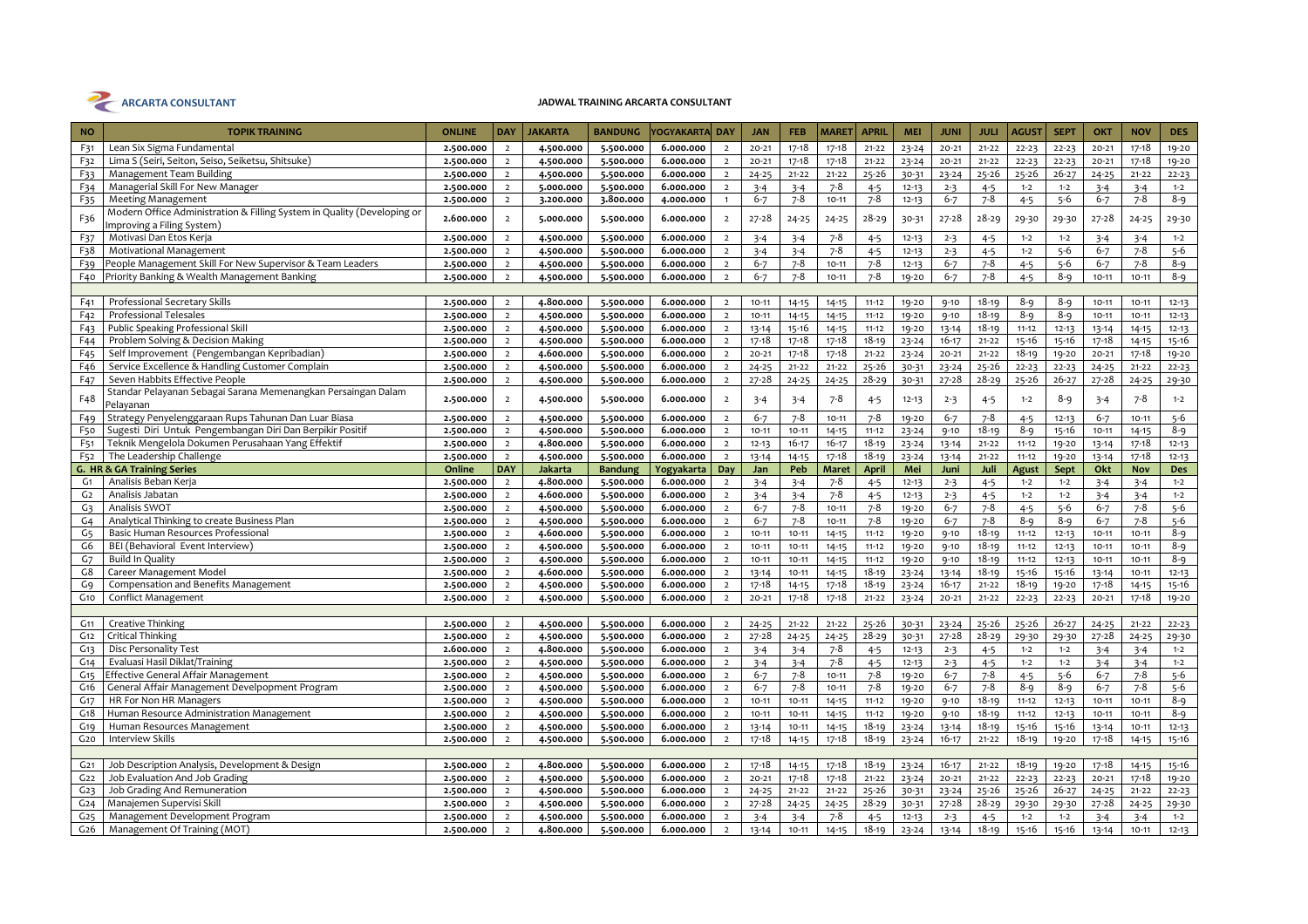**ARCARTA CONSULTANT**

**JADWAL TRAINING ARCARTA CONSULTANT**

| NO | TOPIK TRAINING | ONLINE | DAY | JAKARTA | BANDUNG | YOGYAKARTA | DAY | JAN | FEB | MARET | APRIL | MEI | JUNI | JULI | AGUST | SEPT | OKT | NOV | DES |
|---|---|---|---|---|---|---|---|---|---|---|---|---|---|---|---|---|---|---|---|
| F31 | Lean Six Sigma Fundamental | 2.500.000 | 2 | 4.500.000 | 5.500.000 | 6.000.000 | 2 | 20-21 | 17-18 | 17-18 | 21-22 | 23-24 | 20-21 | 21-22 | 22-23 | 22-23 | 20-21 | 17-18 | 19-20 |
| F32 | Lima S (Seiri, Seiton, Seiso, Seiketsu, Shitsuke) | 2.500.000 | 2 | 4.500.000 | 5.500.000 | 6.000.000 | 2 | 20-21 | 17-18 | 17-18 | 21-22 | 23-24 | 20-21 | 21-22 | 22-23 | 22-23 | 20-21 | 17-18 | 19-20 |
| F33 | Management Team Building | 2.500.000 | 2 | 4.500.000 | 5.500.000 | 6.000.000 | 2 | 24-25 | 21-22 | 21-22 | 25-26 | 30-31 | 23-24 | 25-26 | 25-26 | 26-27 | 24-25 | 21-22 | 22-23 |
| F34 | Managerial Skill For New Manager | 2.500.000 | 2 | 5.000.000 | 5.500.000 | 6.000.000 | 2 | 3-4 | 3-4 | 7-8 | 4-5 | 12-13 | 2-3 | 4-5 | 1-2 | 1-2 | 3-4 | 3-4 | 1-2 |
| F35 | Meeting Management | 2.500.000 | 2 | 3.200.000 | 3.800.000 | 4.000.000 | 1 | 6-7 | 7-8 | 10-11 | 7-8 | 12-13 | 6-7 | 7-8 | 4-5 | 5-6 | 6-7 | 7-8 | 8-9 |
| F36 | Modern Office Administration & Filling System in Quality (Developing or Improving a Filing System) | 2.600.000 | 2 | 5.000.000 | 5.500.000 | 6.000.000 | 2 | 27-28 | 24-25 | 24-25 | 28-29 | 30-31 | 27-28 | 28-29 | 29-30 | 29-30 | 27-28 | 24-25 | 29-30 |
| F37 | Motivasi Dan Etos Kerja | 2.500.000 | 2 | 4.500.000 | 5.500.000 | 6.000.000 | 2 | 3-4 | 3-4 | 7-8 | 4-5 | 12-13 | 2-3 | 4-5 | 1-2 | 1-2 | 3-4 | 3-4 | 1-2 |
| F38 | Motivational Management | 2.500.000 | 2 | 4.500.000 | 5.500.000 | 6.000.000 | 2 | 3-4 | 3-4 | 7-8 | 4-5 | 12-13 | 2-3 | 4-5 | 1-2 | 1-2 | 6-7 | 7-8 | 5-6 |
| F39 | People Management Skill For New Supervisor & Team Leaders | 2.500.000 | 2 | 4.500.000 | 5.500.000 | 6.000.000 | 2 | 6-7 | 7-8 | 10-11 | 7-8 | 12-13 | 6-7 | 7-8 | 4-5 | 5-6 | 6-7 | 7-8 | 8-9 |
| F40 | Priority Banking & Wealth Management Banking | 2.500.000 | 2 | 4.500.000 | 5.500.000 | 6.000.000 | 2 | 6-7 | 7-8 | 10-11 | 7-8 | 19-20 | 6-7 | 7-8 | 4-5 | 8-9 | 10-11 | 10-11 | 8-9 |
| | | | | | | | | | | | | | | | | | | | |
| F41 | Professional Secretary Skills | 2.500.000 | 2 | 4.800.000 | 5.500.000 | 6.000.000 | 2 | 10-11 | 14-15 | 14-15 | 11-12 | 19-20 | 9-10 | 18-19 | 8-9 | 8-9 | 10-11 | 10-11 | 12-13 |
| F42 | Professional Telesales | 2.500.000 | 2 | 4.500.000 | 5.500.000 | 6.000.000 | 2 | 10-11 | 14-15 | 14-15 | 11-12 | 19-20 | 9-10 | 18-19 | 8-9 | 8-9 | 10-11 | 10-11 | 12-13 |
| F43 | Public Speaking Professional Skill | 2.500.000 | 2 | 4.500.000 | 5.500.000 | 6.000.000 | 2 | 13-14 | 15-16 | 14-15 | 11-12 | 19-20 | 13-14 | 18-19 | 11-12 | 12-13 | 13-14 | 14-15 | 12-13 |
| F44 | Problem Solving & Decision Making | 2.500.000 | 2 | 4.500.000 | 5.500.000 | 6.000.000 | 2 | 17-18 | 17-18 | 17-18 | 18-19 | 23-24 | 16-17 | 21-22 | 15-16 | 15-16 | 17-18 | 14-15 | 15-16 |
| F45 | Self Improvement (Pengembangan Kepribadian) | 2.500.000 | 2 | 4.600.000 | 5.500.000 | 6.000.000 | 2 | 20-21 | 17-18 | 17-18 | 21-22 | 23-24 | 20-21 | 21-22 | 18-19 | 19-20 | 20-21 | 17-18 | 19-20 |
| F46 | Service Excellence & Handling Customer Complain | 2.500.000 | 2 | 4.500.000 | 5.500.000 | 6.000.000 | 2 | 24-25 | 21-22 | 21-22 | 25-26 | 30-31 | 23-24 | 25-26 | 22-23 | 22-23 | 24-25 | 21-22 | 22-23 |
| F47 | Seven Habbits Effective People | 2.500.000 | 2 | 4.500.000 | 5.500.000 | 6.000.000 | 2 | 27-28 | 24-25 | 24-25 | 28-29 | 30-31 | 27-28 | 28-29 | 25-26 | 26-27 | 27-28 | 24-25 | 29-30 |
| F48 | Standar Pelayanan Sebagai Sarana Memenangkan Persaingan Dalam Pelayanan | 2.500.000 | 2 | 4.500.000 | 5.500.000 | 6.000.000 | 2 | 3-4 | 3-4 | 7-8 | 4-5 | 12-13 | 2-3 | 4-5 | 1-2 | 8-9 | 3-4 | 7-8 | 1-2 |
| F49 | Strategy Penyelenggaraan Rups Tahunan Dan Luar Biasa | 2.500.000 | 2 | 4.500.000 | 5.500.000 | 6.000.000 | 2 | 6-7 | 7-8 | 10-11 | 7-8 | 19-20 | 6-7 | 7-8 | 4-5 | 12-13 | 6-7 | 10-11 | 5-6 |
| F50 | Sugesti Diri Untuk Pengembangan Diri Dan Berpikir Positif | 2.500.000 | 2 | 4.500.000 | 5.500.000 | 6.000.000 | 2 | 10-11 | 10-11 | 14-15 | 11-12 | 23-24 | 9-10 | 18-19 | 8-9 | 15-16 | 10-11 | 14-15 | 8-9 |
| F51 | Teknik Mengelola Dokumen Perusahaan Yang Effektif | 2.500.000 | 2 | 4.800.000 | 5.500.000 | 6.000.000 | 2 | 12-13 | 16-17 | 16-17 | 18-19 | 23-24 | 13-14 | 21-22 | 11-12 | 19-20 | 13-14 | 17-18 | 12-13 |
| F52 | The Leadership Challenge | 2.500.000 | 2 | 4.500.000 | 5.500.000 | 6.000.000 | 2 | 13-14 | 14-15 | 17-18 | 18-19 | 23-24 | 13-14 | 21-22 | 11-12 | 19-20 | 13-14 | 17-18 | 12-13 |
| | **G. HR & GA Training Series** | **Online** | **DAY** | **Jakarta** | **Bandung** | **Yogyakarta** | **Day** | **Jan** | **Peb** | **Maret** | **April** | **Mei** | **Juni** | **Juli** | **Agust** | **Sept** | **Okt** | **Nov** | **Des** |
| G1 | Analisis Beban Kerja | 2.500.000 | 2 | 4.800.000 | 5.500.000 | 6.000.000 | 2 | 3-4 | 3-4 | 7-8 | 4-5 | 12-13 | 2-3 | 4-5 | 1-2 | 1-2 | 3-4 | 3-4 | 1-2 |
| G2 | Analisis Jabatan | 2.500.000 | 2 | 4.600.000 | 5.500.000 | 6.000.000 | 2 | 3-4 | 3-4 | 7-8 | 4-5 | 12-13 | 2-3 | 4-5 | 1-2 | 1-2 | 3-4 | 3-4 | 1-2 |
| G3 | Analisis SWOT | 2.500.000 | 2 | 4.500.000 | 5.500.000 | 6.000.000 | 2 | 6-7 | 7-8 | 10-11 | 7-8 | 19-20 | 6-7 | 7-8 | 4-5 | 5-6 | 6-7 | 7-8 | 5-6 |
| G4 | Analytical Thinking to create Business Plan | 2.500.000 | 2 | 4.500.000 | 5.500.000 | 6.000.000 | 2 | 6-7 | 7-8 | 10-11 | 7-8 | 19-20 | 6-7 | 7-8 | 8-9 | 8-9 | 6-7 | 7-8 | 5-6 |
| G5 | Basic Human Resources Professional | 2.500.000 | 2 | 4.600.000 | 5.500.000 | 6.000.000 | 2 | 10-11 | 10-11 | 14-15 | 11-12 | 19-20 | 9-10 | 18-19 | 11-12 | 12-13 | 10-11 | 10-11 | 8-9 |
| G6 | BEI (Behavioral Event Interview) | 2.500.000 | 2 | 4.500.000 | 5.500.000 | 6.000.000 | 2 | 10-11 | 10-11 | 14-15 | 11-12 | 19-20 | 9-10 | 18-19 | 11-12 | 12-13 | 10-11 | 10-11 | 8-9 |
| G7 | Build In Quality | 2.500.000 | 2 | 4.500.000 | 5.500.000 | 6.000.000 | 2 | 10-11 | 10-11 | 14-15 | 11-12 | 19-20 | 9-10 | 18-19 | 11-12 | 12-13 | 10-11 | 10-11 | 8-9 |
| G8 | Career Management Model | 2.500.000 | 2 | 4.600.000 | 5.500.000 | 6.000.000 | 2 | 13-14 | 10-11 | 14-15 | 18-19 | 23-24 | 13-14 | 18-19 | 15-16 | 15-16 | 13-14 | 10-11 | 12-13 |
| G9 | Compensation and Benefits Management | 2.500.000 | 2 | 4.500.000 | 5.500.000 | 6.000.000 | 2 | 17-18 | 14-15 | 17-18 | 18-19 | 23-24 | 16-17 | 21-22 | 18-19 | 19-20 | 17-18 | 14-15 | 15-16 |
| G10 | Conflict Management | 2.500.000 | 2 | 4.500.000 | 5.500.000 | 6.000.000 | 2 | 20-21 | 17-18 | 17-18 | 21-22 | 23-24 | 20-21 | 21-22 | 22-23 | 22-23 | 20-21 | 17-18 | 19-20 |
| | | | | | | | | | | | | | | | | | | | |
| G11 | Creative Thinking | 2.500.000 | 2 | 4.500.000 | 5.500.000 | 6.000.000 | 2 | 24-25 | 21-22 | 21-22 | 25-26 | 30-31 | 23-24 | 25-26 | 25-26 | 26-27 | 24-25 | 21-22 | 22-23 |
| G12 | Critical Thinking | 2.500.000 | 2 | 4.500.000 | 5.500.000 | 6.000.000 | 2 | 27-28 | 24-25 | 24-25 | 28-29 | 30-31 | 27-28 | 28-29 | 29-30 | 29-30 | 27-28 | 24-25 | 29-30 |
| G13 | Disc Personality Test | 2.600.000 | 2 | 4.800.000 | 5.500.000 | 6.000.000 | 2 | 3-4 | 3-4 | 7-8 | 4-5 | 12-13 | 2-3 | 4-5 | 1-2 | 1-2 | 3-4 | 3-4 | 1-2 |
| G14 | Evaluasi Hasil Diklat/Training | 2.500.000 | 2 | 4.500.000 | 5.500.000 | 6.000.000 | 2 | 3-4 | 3-4 | 7-8 | 4-5 | 12-13 | 2-3 | 4-5 | 1-2 | 1-2 | 3-4 | 3-4 | 1-2 |
| G15 | Effective General Affair Management | 2.500.000 | 2 | 4.500.000 | 5.500.000 | 6.000.000 | 2 | 6-7 | 7-8 | 10-11 | 7-8 | 19-20 | 6-7 | 7-8 | 4-5 | 5-6 | 6-7 | 7-8 | 5-6 |
| G16 | General Affair Management Develpopment Program | 2.500.000 | 2 | 4.500.000 | 5.500.000 | 6.000.000 | 2 | 6-7 | 7-8 | 10-11 | 7-8 | 19-20 | 6-7 | 7-8 | 8-9 | 8-9 | 6-7 | 7-8 | 5-6 |
| G17 | HR For Non HR Managers | 2.500.000 | 2 | 4.500.000 | 5.500.000 | 6.000.000 | 2 | 10-11 | 10-11 | 14-15 | 11-12 | 19-20 | 9-10 | 18-19 | 11-12 | 12-13 | 10-11 | 10-11 | 8-9 |
| G18 | Human Resource Administration Management | 2.500.000 | 2 | 4.500.000 | 5.500.000 | 6.000.000 | 2 | 10-11 | 10-11 | 14-15 | 11-12 | 19-20 | 9-10 | 18-19 | 11-12 | 12-13 | 10-11 | 10-11 | 8-9 |
| G19 | Human Resources Management | 2.500.000 | 2 | 4.500.000 | 5.500.000 | 6.000.000 | 2 | 13-14 | 10-11 | 14-15 | 18-19 | 23-24 | 13-14 | 18-19 | 15-16 | 15-16 | 13-14 | 10-11 | 12-13 |
| G20 | Interview Skills | 2.500.000 | 2 | 4.500.000 | 5.500.000 | 6.000.000 | 2 | 17-18 | 14-15 | 17-18 | 18-19 | 23-24 | 16-17 | 21-22 | 18-19 | 19-20 | 17-18 | 14-15 | 15-16 |
| | | | | | | | | | | | | | | | | | | | |
| G21 | Job Description Analysis, Development & Design | 2.500.000 | 2 | 4.800.000 | 5.500.000 | 6.000.000 | 2 | 17-18 | 14-15 | 17-18 | 18-19 | 23-24 | 16-17 | 21-22 | 18-19 | 19-20 | 17-18 | 14-15 | 15-16 |
| G22 | Job Evaluation And Job Grading | 2.500.000 | 2 | 4.500.000 | 5.500.000 | 6.000.000 | 2 | 20-21 | 17-18 | 17-18 | 21-22 | 23-24 | 20-21 | 21-22 | 22-23 | 22-23 | 20-21 | 17-18 | 19-20 |
| G23 | Job Grading And Remuneration | 2.500.000 | 2 | 4.500.000 | 5.500.000 | 6.000.000 | 2 | 24-25 | 21-22 | 21-22 | 25-26 | 30-31 | 23-24 | 25-26 | 25-26 | 26-27 | 24-25 | 21-22 | 22-23 |
| G24 | Manajemen Supervisi Skill | 2.500.000 | 2 | 4.500.000 | 5.500.000 | 6.000.000 | 2 | 27-28 | 24-25 | 24-25 | 28-29 | 30-31 | 27-28 | 28-29 | 29-30 | 29-30 | 27-28 | 24-25 | 29-30 |
| G25 | Management Development Program | 2.500.000 | 2 | 4.500.000 | 5.500.000 | 6.000.000 | 2 | 3-4 | 3-4 | 7-8 | 4-5 | 12-13 | 2-3 | 4-5 | 1-2 | 1-2 | 3-4 | 3-4 | 1-2 |
| G26 | Management Of Training (MOT) | 2.500.000 | 2 | 4.800.000 | 5.500.000 | 6.000.000 | 2 | 13-14 | 10-11 | 14-15 | 18-19 | 23-24 | 13-14 | 18-19 | 15-16 | 15-16 | 13-14 | 10-11 | 12-13 |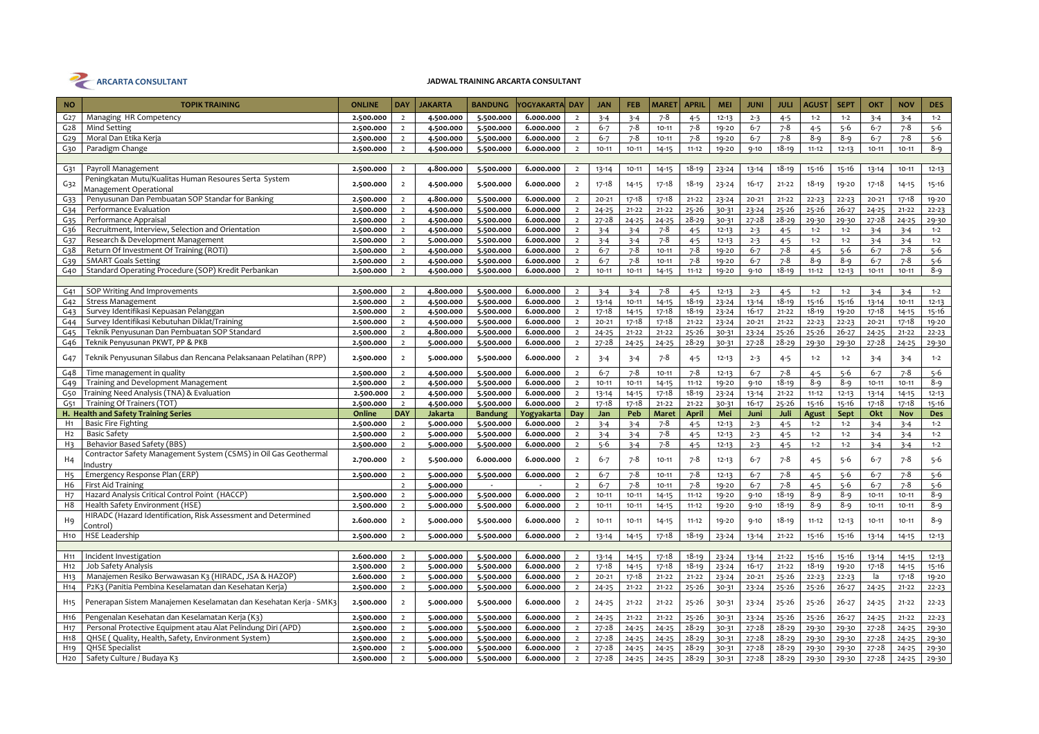**ARCARTA CONSULTANT**

**JADWAL TRAINING ARCARTA CONSULTANT**

| NO | TOPIK TRAINING | ONLINE | DAY | JAKARTA | BANDUNG | YOGYAKARTA | DAY | JAN | FEB | MARET | APRIL | MEI | JUNI | JULI | AGUST | SEPT | OKT | NOV | DES |
|---|---|---|---|---|---|---|---|---|---|---|---|---|---|---|---|---|---|---|---|
| G27 | Managing HR Competency | 2.500.000 | 2 | 4.500.000 | 5.500.000 | 6.000.000 | 2 | 3-4 | 3-4 | 7-8 | 4-5 | 12-13 | 2-3 | 4-5 | 1-2 | 1-2 | 3-4 | 3-4 | 1-2 |
| G28 | Mind Setting | 2.500.000 | 2 | 4.500.000 | 5.500.000 | 6.000.000 | 2 | 6-7 | 7-8 | 10-11 | 7-8 | 19-20 | 6-7 | 7-8 | 4-5 | 5-6 | 6-7 | 7-8 | 5-6 |
| G29 | Moral Dan Etika Kerja | 2.500.000 | 2 | 4.500.000 | 5.500.000 | 6.000.000 | 2 | 6-7 | 7-8 | 10-11 | 7-8 | 19-20 | 6-7 | 7-8 | 8-9 | 8-9 | 6-7 | 7-8 | 5-6 |
| G30 | Paradigm Change | 2.500.000 | 2 | 4.500.000 | 5.500.000 | 6.000.000 | 2 | 10-11 | 10-11 | 14-15 | 11-12 | 19-20 | 9-10 | 18-19 | 11-12 | 12-13 | 10-11 | 10-11 | 8-9 |
| | | | | | | | | | | | | | | | | | | | |
| G31 | Payroll Management | 2.500.000 | 2 | 4.800.000 | 5.500.000 | 6.000.000 | 2 | 13-14 | 10-11 | 14-15 | 18-19 | 23-24 | 13-14 | 18-19 | 15-16 | 15-16 | 13-14 | 10-11 | 12-13 |
| G32 | Peningkatan Mutu/Kualitas Human Resoures Serta System Management Operational | 2.500.000 | 2 | 4.500.000 | 5.500.000 | 6.000.000 | 2 | 17-18 | 14-15 | 17-18 | 18-19 | 23-24 | 16-17 | 21-22 | 18-19 | 19-20 | 17-18 | 14-15 | 15-16 |
| G33 | Penyusunan Dan Pembuatan SOP Standar for Banking | 2.500.000 | 2 | 4.800.000 | 5.500.000 | 6.000.000 | 2 | 20-21 | 17-18 | 17-18 | 21-22 | 23-24 | 20-21 | 21-22 | 22-23 | 22-23 | 20-21 | 17-18 | 19-20 |
| G34 | Performance Evaluation | 2.500.000 | 2 | 4.500.000 | 5.500.000 | 6.000.000 | 2 | 24-25 | 21-22 | 21-22 | 25-26 | 30-31 | 23-24 | 25-26 | 25-26 | 26-27 | 24-25 | 21-22 | 22-23 |
| G35 | Performance Appraisal | 2.500.000 | 2 | 4.500.000 | 5.500.000 | 6.000.000 | 2 | 27-28 | 24-25 | 24-25 | 28-29 | 30-31 | 27-28 | 28-29 | 29-30 | 29-30 | 27-28 | 24-25 | 29-30 |
| G36 | Recruitment, Interview, Selection and Orientation | 2.500.000 | 2 | 4.500.000 | 5.500.000 | 6.000.000 | 2 | 3-4 | 3-4 | 7-8 | 4-5 | 12-13 | 2-3 | 4-5 | 1-2 | 1-2 | 3-4 | 3-4 | 1-2 |
| G37 | Research & Development Management | 2.500.000 | 2 | 5.000.000 | 5.500.000 | 6.000.000 | 2 | 3-4 | 3-4 | 7-8 | 4-5 | 12-13 | 2-3 | 4-5 | 1-2 | 1-2 | 3-4 | 3-4 | 1-2 |
| G38 | Return Of Investment Of Training (ROTI) | 2.500.000 | 2 | 4.500.000 | 5.500.000 | 6.000.000 | 2 | 6-7 | 7-8 | 10-11 | 7-8 | 19-20 | 6-7 | 7-8 | 4-5 | 5-6 | 6-7 | 7-8 | 5-6 |
| G39 | SMART Goals Setting | 2.500.000 | 2 | 4.500.000 | 5.500.000 | 6.000.000 | 2 | 6-7 | 7-8 | 10-11 | 7-8 | 19-20 | 6-7 | 7-8 | 8-9 | 8-9 | 6-7 | 7-8 | 5-6 |
| G40 | Standard Operating Procedure (SOP) Kredit Perbankan | 2.500.000 | 2 | 4.500.000 | 5.500.000 | 6.000.000 | 2 | 10-11 | 10-11 | 14-15 | 11-12 | 19-20 | 9-10 | 18-19 | 11-12 | 12-13 | 10-11 | 10-11 | 8-9 |
| | | | | | | | | | | | | | | | | | | | |
| G41 | SOP Writing And Improvements | 2.500.000 | 2 | 4.800.000 | 5.500.000 | 6.000.000 | 2 | 3-4 | 3-4 | 7-8 | 4-5 | 12-13 | 2-3 | 4-5 | 1-2 | 1-2 | 3-4 | 3-4 | 1-2 |
| G42 | Stress Management | 2.500.000 | 2 | 4.500.000 | 5.500.000 | 6.000.000 | 2 | 13-14 | 10-11 | 14-15 | 18-19 | 23-24 | 13-14 | 18-19 | 15-16 | 15-16 | 13-14 | 10-11 | 12-13 |
| G43 | Survey Identifikasi Kepuasan Pelanggan | 2.500.000 | 2 | 4.500.000 | 5.500.000 | 6.000.000 | 2 | 17-18 | 14-15 | 17-18 | 18-19 | 23-24 | 16-17 | 21-22 | 18-19 | 19-20 | 17-18 | 14-15 | 15-16 |
| G44 | Survey Identifikasi Kebutuhan Diklat/Training | 2.500.000 | 2 | 4.500.000 | 5.500.000 | 6.000.000 | 2 | 20-21 | 17-18 | 17-18 | 21-22 | 23-24 | 20-21 | 21-22 | 22-23 | 22-23 | 20-21 | 17-18 | 19-20 |
| G45 | Teknik Penyusunan Dan Pembuatan SOP Standard | 2.500.000 | 2 | 4.800.000 | 5.500.000 | 6.000.000 | 2 | 24-25 | 21-22 | 21-22 | 25-26 | 30-31 | 23-24 | 25-26 | 25-26 | 26-27 | 24-25 | 21-22 | 22-23 |
| G46 | Teknik Penyusunan PKWT, PP & PKB | 2.500.000 | 2 | 5.000.000 | 5.500.000 | 6.000.000 | 2 | 27-28 | 24-25 | 24-25 | 28-29 | 30-31 | 27-28 | 28-29 | 29-30 | 29-30 | 27-28 | 24-25 | 29-30 |
| G47 | Teknik Penyusunan Silabus dan Rencana Pelaksanaan Pelatihan (RPP) | 2.500.000 | 2 | 5.000.000 | 5.500.000 | 6.000.000 | 2 | 3-4 | 3-4 | 7-8 | 4-5 | 12-13 | 2-3 | 4-5 | 1-2 | 1-2 | 3-4 | 3-4 | 1-2 |
| G48 | Time management in quality | 2.500.000 | 2 | 4.500.000 | 5.500.000 | 6.000.000 | 2 | 6-7 | 7-8 | 10-11 | 7-8 | 12-13 | 6-7 | 7-8 | 4-5 | 5-6 | 6-7 | 7-8 | 5-6 |
| G49 | Training and Development Management | 2.500.000 | 2 | 4.500.000 | 5.500.000 | 6.000.000 | 2 | 10-11 | 10-11 | 14-15 | 11-12 | 19-20 | 9-10 | 18-19 | 8-9 | 8-9 | 10-11 | 10-11 | 8-9 |
| G50 | Training Need Analysis (TNA) & Evaluation | 2.500.000 | 2 | 4.500.000 | 5.500.000 | 6.000.000 | 2 | 13-14 | 14-15 | 17-18 | 18-19 | 23-24 | 13-14 | 21-22 | 11-12 | 12-13 | 13-14 | 14-15 | 12-13 |
| G51 | Training Of Trainers (TOT) | 2.500.000 | 2 | 4.500.000 | 5.500.000 | 6.000.000 | 2 | 17-18 | 17-18 | 21-22 | 21-22 | 30-31 | 16-17 | 25-26 | 15-16 | 15-16 | 17-18 | 17-18 | 15-16 |
| **H. Health and Safety Training Series** | | **Online** | **DAY** | **Jakarta** | **Bandung** | **Yogyakarta** | **Day** | **Jan** | **Peb** | **Maret** | **April** | **Mei** | **Juni** | **Juli** | **Agust** | **Sept** | **Okt** | **Nov** | **Des** |
| H1 | Basic Fire Fighting | 2.500.000 | 2 | 5.000.000 | 5.500.000 | 6.000.000 | 2 | 3-4 | 3-4 | 7-8 | 4-5 | 12-13 | 2-3 | 4-5 | 1-2 | 1-2 | 3-4 | 3-4 | 1-2 |
| H2 | Basic Safety | 2.500.000 | 2 | 5.000.000 | 5.500.000 | 6.000.000 | 2 | 3-4 | 3-4 | 7-8 | 4-5 | 12-13 | 2-3 | 4-5 | 1-2 | 1-2 | 3-4 | 3-4 | 1-2 |
| H3 | Behavior Based Safety (BBS) | 2.500.000 | 2 | 5.000.000 | 5.500.000 | 6.000.000 | 2 | 5-6 | 3-4 | 7-8 | 4-5 | 12-13 | 2-3 | 4-5 | 1-2 | 1-2 | 3-4 | 3-4 | 1-2 |
| H4 | Contractor Safety Management System (CSMS) in Oil Gas Geothermal Industry | 2.700.000 | 2 | 5.500.000 | 6.000.000 | 6.000.000 | 2 | 6-7 | 7-8 | 10-11 | 7-8 | 12-13 | 6-7 | 7-8 | 4-5 | 5-6 | 6-7 | 7-8 | 5-6 |
| H5 | Emergency Response Plan (ERP) | 2.500.000 | 2 | 5.000.000 | 5.500.000 | 6.000.000 | 2 | 6-7 | 7-8 | 10-11 | 7-8 | 12-13 | 6-7 | 7-8 | 4-5 | 5-6 | 6-7 | 7-8 | 5-6 |
| H6 | First Aid Training | | 2 | 5.000.000 | - | - | 2 | 6-7 | 7-8 | 10-11 | 7-8 | 19-20 | 6-7 | 7-8 | 4-5 | 5-6 | 6-7 | 7-8 | 5-6 |
| H7 | Hazard Analysis Critical Control Point (HACCP) | 2.500.000 | 2 | 5.000.000 | 5.500.000 | 6.000.000 | 2 | 10-11 | 10-11 | 14-15 | 11-12 | 19-20 | 9-10 | 18-19 | 8-9 | 8-9 | 10-11 | 10-11 | 8-9 |
| H8 | Health Safety Environment (HSE) | 2.500.000 | 2 | 5.000.000 | 5.500.000 | 6.000.000 | 2 | 10-11 | 10-11 | 14-15 | 11-12 | 19-20 | 9-10 | 18-19 | 8-9 | 8-9 | 10-11 | 10-11 | 8-9 |
| H9 | HIRADC (Hazard Identification, Risk Assessment and Determined Control) | 2.600.000 | 2 | 5.000.000 | 5.500.000 | 6.000.000 | 2 | 10-11 | 10-11 | 14-15 | 11-12 | 19-20 | 9-10 | 18-19 | 11-12 | 12-13 | 10-11 | 10-11 | 8-9 |
| H10 | HSE Leadership | 2.500.000 | 2 | 5.000.000 | 5.500.000 | 6.000.000 | 2 | 13-14 | 14-15 | 17-18 | 18-19 | 23-24 | 13-14 | 21-22 | 15-16 | 15-16 | 13-14 | 14-15 | 12-13 |
| | | | | | | | | | | | | | | | | | | | |
| H11 | Incident Investigation | 2.600.000 | 2 | 5.000.000 | 5.500.000 | 6.000.000 | 2 | 13-14 | 14-15 | 17-18 | 18-19 | 23-24 | 13-14 | 21-22 | 15-16 | 15-16 | 13-14 | 14-15 | 12-13 |
| H12 | Job Safety Analysis | 2.500.000 | 2 | 5.000.000 | 5.500.000 | 6.000.000 | 2 | 17-18 | 14-15 | 17-18 | 18-19 | 23-24 | 16-17 | 21-22 | 18-19 | 19-20 | 17-18 | 14-15 | 15-16 |
| H13 | Manajemen Resiko Berwawasan K3 (HIRADC, JSA & HAZOP) | 2.600.000 | 2 | 5.000.000 | 5.500.000 | 6.000.000 | 2 | 20-21 | 17-18 | 21-22 | 21-22 | 23-24 | 20-21 | 25-26 | 22-23 | 22-23 | la | 17-18 | 19-20 |
| H14 | P2K3 (Panitia Pembina Keselamatan dan Kesehatan Kerja) | 2.500.000 | 2 | 5.000.000 | 5.500.000 | 6.000.000 | 2 | 24-25 | 21-22 | 21-22 | 25-26 | 30-31 | 23-24 | 25-26 | 25-26 | 26-27 | 24-25 | 21-22 | 22-23 |
| H15 | Penerapan Sistem Manajemen Keselamatan dan Kesehatan Kerja - SMK3 | 2.500.000 | 2 | 5.000.000 | 5.500.000 | 6.000.000 | 2 | 24-25 | 21-22 | 21-22 | 25-26 | 30-31 | 23-24 | 25-26 | 25-26 | 26-27 | 24-25 | 21-22 | 22-23 |
| H16 | Pengenalan Kesehatan dan Keselamatan Kerja (K3) | 2.500.000 | 2 | 5.000.000 | 5.500.000 | 6.000.000 | 2 | 24-25 | 21-22 | 21-22 | 25-26 | 30-31 | 23-24 | 25-26 | 25-26 | 26-27 | 24-25 | 21-22 | 22-23 |
| H17 | Personal Protective Equipment atau Alat Pelindung Diri (APD) | 2.500.000 | 2 | 5.000.000 | 5.500.000 | 6.000.000 | 2 | 27-28 | 24-25 | 24-25 | 28-29 | 30-31 | 27-28 | 28-29 | 29-30 | 29-30 | 27-28 | 24-25 | 29-30 |
| H18 | QHSE ( Quality, Health, Safety, Environment System) | 2.500.000 | 2 | 5.000.000 | 5.500.000 | 6.000.000 | 2 | 27-28 | 24-25 | 24-25 | 28-29 | 30-31 | 27-28 | 28-29 | 29-30 | 29-30 | 27-28 | 24-25 | 29-30 |
| H19 | QHSE Specialist | 2.500.000 | 2 | 5.000.000 | 5.500.000 | 6.000.000 | 2 | 27-28 | 24-25 | 24-25 | 28-29 | 30-31 | 27-28 | 28-29 | 29-30 | 29-30 | 27-28 | 24-25 | 29-30 |
| H20 | Safety Culture / Budaya K3 | 2.500.000 | 2 | 5.000.000 | 5.500.000 | 6.000.000 | 2 | 27-28 | 24-25 | 24-25 | 28-29 | 30-31 | 27-28 | 28-29 | 29-30 | 29-30 | 27-28 | 24-25 | 29-30 |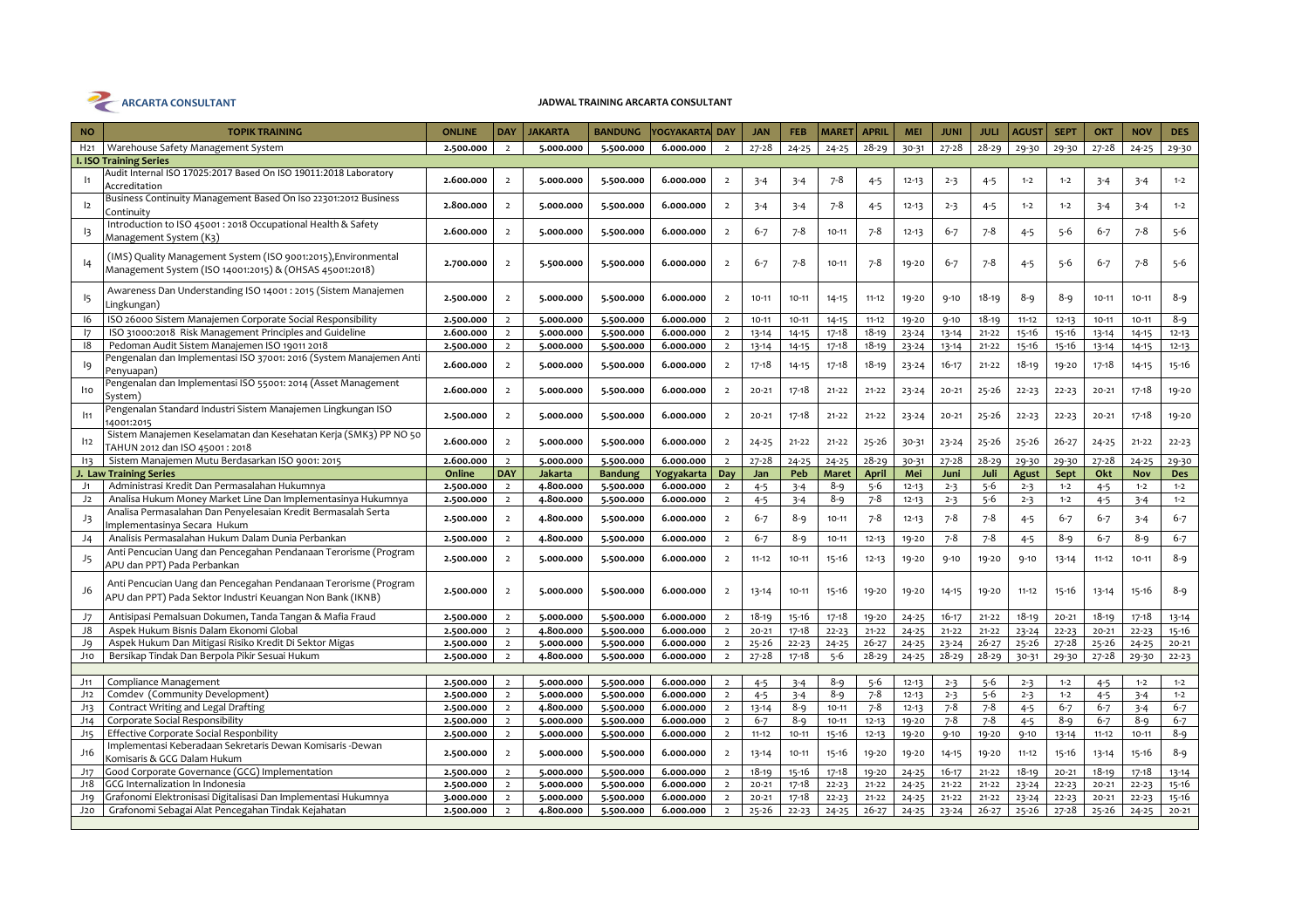**ARCARTA CONSULTANT**

**JADWAL TRAINING ARCARTA CONSULTANT**

| NO | TOPIK TRAINING | ONLINE | DAY | JAKARTA | BANDUNG | YOGYAKARTA | DAY | JAN | FEB | MARET | APRIL | MEI | JUNI | JULI | AGUST | SEPT | OKT | NOV | DES |
|---|---|---|---|---|---|---|---|---|---|---|---|---|---|---|---|---|---|---|---|
| H21 | Warehouse Safety Management System | 2.500.000 | 2 | 5.000.000 | 5.500.000 | 6.000.000 | 2 | 27-28 | 24-25 | 24-25 | 28-29 | 30-31 | 27-28 | 28-29 | 29-30 | 29-30 | 27-28 | 24-25 | 29-30 |
| **I. ISO Training Series** | | | | | | | | | | | | | | | | | | | |
| I1 | Audit Internal ISO 17025:2017 Based On ISO 19011:2018 Laboratory Accreditation | 2.600.000 | 2 | 5.000.000 | 5.500.000 | 6.000.000 | 2 | 3-4 | 3-4 | 7-8 | 4-5 | 12-13 | 2-3 | 4-5 | 1-2 | 1-2 | 3-4 | 3-4 | 1-2 |
| I2 | Business Continuity Management Based On Iso 22301:2012 Business Continuity | 2.800.000 | 2 | 5.000.000 | 5.500.000 | 6.000.000 | 2 | 3-4 | 3-4 | 7-8 | 4-5 | 12-13 | 2-3 | 4-5 | 1-2 | 1-2 | 3-4 | 3-4 | 1-2 |
| I3 | Introduction to ISO 45001 : 2018 Occupational Health & Safety Management System (K3) | 2.600.000 | 2 | 5.000.000 | 5.500.000 | 6.000.000 | 2 | 6-7 | 7-8 | 10-11 | 7-8 | 12-13 | 6-7 | 7-8 | 4-5 | 5-6 | 6-7 | 7-8 | 5-6 |
| I4 | (IMS) Quality Management System (ISO 9001:2015),Environmental Management System (ISO 14001:2015) & (OHSAS 45001:2018) | 2.700.000 | 2 | 5.500.000 | 5.500.000 | 6.000.000 | 2 | 6-7 | 7-8 | 10-11 | 7-8 | 19-20 | 6-7 | 7-8 | 4-5 | 5-6 | 6-7 | 7-8 | 5-6 |
| I5 | Awareness Dan Understanding ISO 14001 : 2015 (Sistem Manajemen Lingkungan) | 2.500.000 | 2 | 5.000.000 | 5.500.000 | 6.000.000 | 2 | 10-11 | 10-11 | 14-15 | 11-12 | 19-20 | 9-10 | 18-19 | 8-9 | 8-9 | 10-11 | 10-11 | 8-9 |
| I6 | ISO 26000 Sistem Manajemen Corporate Social Responsibility | 2.500.000 | 2 | 5.000.000 | 5.500.000 | 6.000.000 | 2 | 10-11 | 10-11 | 14-15 | 11-12 | 19-20 | 9-10 | 18-19 | 11-12 | 12-13 | 10-11 | 10-11 | 8-9 |
| I7 | ISO 31000:2018 Risk Management Principles and Guideline | 2.600.000 | 2 | 5.000.000 | 5.500.000 | 6.000.000 | 2 | 13-14 | 14-15 | 17-18 | 18-19 | 23-24 | 13-14 | 21-22 | 15-16 | 15-16 | 13-14 | 14-15 | 12-13 |
| I8 | Pedoman Audit Sistem Manajemen ISO 19011 2018 | 2.500.000 | 2 | 5.000.000 | 5.500.000 | 6.000.000 | 2 | 13-14 | 14-15 | 17-18 | 18-19 | 23-24 | 13-14 | 21-22 | 15-16 | 15-16 | 13-14 | 14-15 | 12-13 |
| I9 | Pengenalan dan Implementasi ISO 37001: 2016 (System Manajemen Anti Penyuapan) | 2.600.000 | 2 | 5.000.000 | 5.500.000 | 6.000.000 | 2 | 17-18 | 14-15 | 17-18 | 18-19 | 23-24 | 16-17 | 21-22 | 18-19 | 19-20 | 17-18 | 14-15 | 15-16 |
| I10 | Pengenalan dan Implementasi ISO 55001: 2014 (Asset Management System) | 2.600.000 | 2 | 5.000.000 | 5.500.000 | 6.000.000 | 2 | 20-21 | 17-18 | 21-22 | 21-22 | 23-24 | 20-21 | 25-26 | 22-23 | 22-23 | 20-21 | 17-18 | 19-20 |
| I11 | Pengenalan Standard Industri Sistem Manajemen Lingkungan ISO 14001:2015 | 2.500.000 | 2 | 5.000.000 | 5.500.000 | 6.000.000 | 2 | 20-21 | 17-18 | 21-22 | 21-22 | 23-24 | 20-21 | 25-26 | 22-23 | 22-23 | 20-21 | 17-18 | 19-20 |
| I12 | Sistem Manajemen Keselamatan dan Kesehatan Kerja (SMK3) PP NO 50 TAHUN 2012 dan ISO 45001 : 2018 | 2.600.000 | 2 | 5.000.000 | 5.500.000 | 6.000.000 | 2 | 24-25 | 21-22 | 21-22 | 25-26 | 30-31 | 23-24 | 25-26 | 25-26 | 26-27 | 24-25 | 21-22 | 22-23 |
| I13 | Sistem Manajemen Mutu Berdasarkan ISO 9001: 2015 | 2.600.000 | 2 | 5.000.000 | 5.500.000 | 6.000.000 | 2 | 27-28 | 24-25 | 24-25 | 28-29 | 30-31 | 27-28 | 28-29 | 29-30 | 29-30 | 27-28 | 24-25 | 29-30 |
| **J. Law Training Series** | | **Online** | **DAY** | **Jakarta** | **Bandung** | **Yogyakarta** | **Day** | **Jan** | **Peb** | **Maret** | **April** | **Mei** | **Juni** | **Juli** | **Agust** | **Sept** | **Okt** | **Nov** | **Des** |
| J1 | Administrasi Kredit Dan Permasalahan Hukumnya | 2.500.000 | 2 | 4.800.000 | 5.500.000 | 6.000.000 | 2 | 4-5 | 3-4 | 8-9 | 5-6 | 12-13 | 2-3 | 5-6 | 2-3 | 1-2 | 4-5 | 1-2 | 1-2 |
| J2 | Analisa Hukum Money Market Line Dan Implementasinya Hukumnya | 2.500.000 | 2 | 4.800.000 | 5.500.000 | 6.000.000 | 2 | 4-5 | 3-4 | 8-9 | 7-8 | 12-13 | 2-3 | 5-6 | 2-3 | 1-2 | 4-5 | 3-4 | 1-2 |
| J3 | Analisa Permasalahan Dan Penyelesaian Kredit Bermasalah Serta Implementasinya Secara Hukum | 2.500.000 | 2 | 4.800.000 | 5.500.000 | 6.000.000 | 2 | 6-7 | 8-9 | 10-11 | 7-8 | 12-13 | 7-8 | 7-8 | 4-5 | 6-7 | 6-7 | 3-4 | 6-7 |
| J4 | Analisis Permasalahan Hukum Dalam Dunia Perbankan | 2.500.000 | 2 | 4.800.000 | 5.500.000 | 6.000.000 | 2 | 6-7 | 8-9 | 10-11 | 12-13 | 19-20 | 7-8 | 7-8 | 4-5 | 8-9 | 6-7 | 8-9 | 6-7 |
| J5 | Anti Pencucian Uang dan Pencegahan Pendanaan Terorisme (Program APU dan PPT) Pada Perbankan | 2.500.000 | 2 | 5.000.000 | 5.500.000 | 6.000.000 | 2 | 11-12 | 10-11 | 15-16 | 12-13 | 19-20 | 9-10 | 19-20 | 9-10 | 13-14 | 11-12 | 10-11 | 8-9 |
| J6 | Anti Pencucian Uang dan Pencegahan Pendanaan Terorisme (Program APU dan PPT) Pada Sektor Industri Keuangan Non Bank (IKNB) | 2.500.000 | 2 | 5.000.000 | 5.500.000 | 6.000.000 | 2 | 13-14 | 10-11 | 15-16 | 19-20 | 19-20 | 14-15 | 19-20 | 11-12 | 15-16 | 13-14 | 15-16 | 8-9 |
| J7 | Antisipasi Pemalsuan Dokumen, Tanda Tangan & Mafia Fraud | 2.500.000 | 2 | 5.000.000 | 5.500.000 | 6.000.000 | 2 | 18-19 | 15-16 | 17-18 | 19-20 | 24-25 | 16-17 | 21-22 | 18-19 | 20-21 | 18-19 | 17-18 | 13-14 |
| J8 | Aspek Hukum Bisnis Dalam Ekonomi Global | 2.500.000 | 2 | 4.800.000 | 5.500.000 | 6.000.000 | 2 | 20-21 | 17-18 | 22-23 | 21-22 | 24-25 | 21-22 | 21-22 | 23-24 | 22-23 | 20-21 | 22-23 | 15-16 |
| J9 | Aspek Hukum Dan Mitigasi Risiko Kredit Di Sektor Migas | 2.500.000 | 2 | 5.000.000 | 5.500.000 | 6.000.000 | 2 | 25-26 | 22-23 | 24-25 | 26-27 | 24-25 | 23-24 | 26-27 | 25-26 | 27-28 | 25-26 | 24-25 | 20-21 |
| J10 | Bersikap Tindak Dan Berpola Pikir Sesuai Hukum | 2.500.000 | 2 | 4.800.000 | 5.500.000 | 6.000.000 | 2 | 27-28 | 17-18 | 5-6 | 28-29 | 24-25 | 28-29 | 28-29 | 30-31 | 29-30 | 27-28 | 29-30 | 22-23 |
| | | | | | | | | | | | | | | | | | | | |
| J11 | Compliance Management | 2.500.000 | 2 | 5.000.000 | 5.500.000 | 6.000.000 | 2 | 4-5 | 3-4 | 8-9 | 5-6 | 12-13 | 2-3 | 5-6 | 2-3 | 1-2 | 4-5 | 1-2 | 1-2 |
| J12 | Comdev (Community Development) | 2.500.000 | 2 | 5.000.000 | 5.500.000 | 6.000.000 | 2 | 4-5 | 3-4 | 8-9 | 7-8 | 12-13 | 2-3 | 5-6 | 2-3 | 1-2 | 4-5 | 3-4 | 1-2 |
| J13 | Contract Writing and Legal Drafting | 2.500.000 | 2 | 4.800.000 | 5.500.000 | 6.000.000 | 2 | 13-14 | 8-9 | 10-11 | 7-8 | 12-13 | 7-8 | 7-8 | 4-5 | 6-7 | 6-7 | 3-4 | 6-7 |
| J14 | Corporate Social Responsibility | 2.500.000 | 2 | 5.000.000 | 5.500.000 | 6.000.000 | 2 | 6-7 | 8-9 | 10-11 | 12-13 | 19-20 | 7-8 | 7-8 | 4-5 | 8-9 | 6-7 | 8-9 | 6-7 |
| J15 | Effective Corporate Social Responbility | 2.500.000 | 2 | 5.000.000 | 5.500.000 | 6.000.000 | 2 | 11-12 | 10-11 | 15-16 | 12-13 | 19-20 | 9-10 | 19-20 | 9-10 | 13-14 | 11-12 | 10-11 | 8-9 |
| J16 | Implementasi Keberadaan Sekretaris Dewan Komisaris -Dewan Komisaris & GCG Dalam Hukum | 2.500.000 | 2 | 5.000.000 | 5.500.000 | 6.000.000 | 2 | 13-14 | 10-11 | 15-16 | 19-20 | 19-20 | 14-15 | 19-20 | 11-12 | 15-16 | 13-14 | 15-16 | 8-9 |
| J17 | Good Corporate Governance (GCG) Implementation | 2.500.000 | 2 | 5.000.000 | 5.500.000 | 6.000.000 | 2 | 18-19 | 15-16 | 17-18 | 19-20 | 24-25 | 16-17 | 21-22 | 18-19 | 20-21 | 18-19 | 17-18 | 13-14 |
| J18 | GCG Internalization In Indonesia | 2.500.000 | 2 | 5.000.000 | 5.500.000 | 6.000.000 | 2 | 20-21 | 17-18 | 22-23 | 21-22 | 24-25 | 21-22 | 21-22 | 23-24 | 22-23 | 20-21 | 22-23 | 15-16 |
| J19 | Grafonomi Elektronisasi Digitalisasi Dan Implementasi Hukumnya | 3.000.000 | 2 | 5.000.000 | 5.500.000 | 6.000.000 | 2 | 20-21 | 17-18 | 22-23 | 21-22 | 24-25 | 21-22 | 21-22 | 23-24 | 22-23 | 20-21 | 22-23 | 15-16 |
| J20 | Grafonomi Sebagai Alat Pencegahan Tindak Kejahatan | 2.500.000 | 2 | 4.800.000 | 5.500.000 | 6.000.000 | 2 | 25-26 | 22-23 | 24-25 | 26-27 | 24-25 | 23-24 | 26-27 | 25-26 | 27-28 | 25-26 | 24-25 | 20-21 |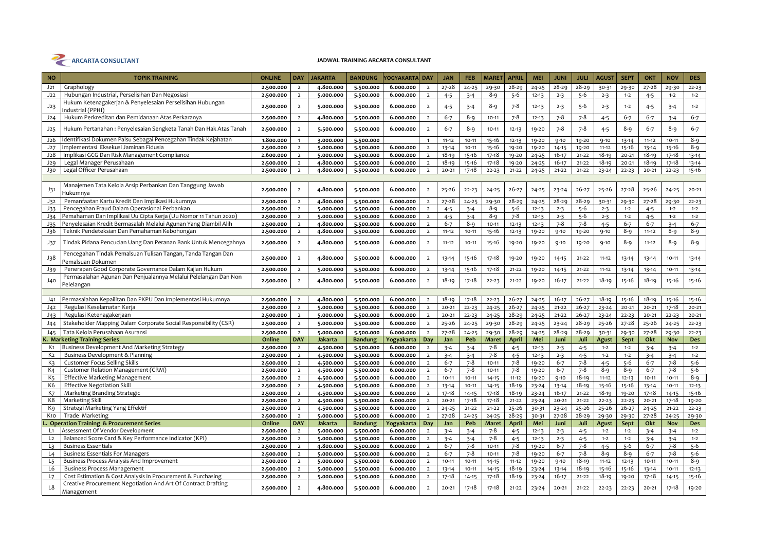**ARCARTA CONSULTANT**

**JADWAL TRAINING ARCARTA CONSULTANT**

| NO | TOPIK TRAINING | ONLINE | DAY | JAKARTA | BANDUNG | YOGYAKARTA | DAY | JAN | FEB | MARET | APRIL | MEI | JUNI | JULI | AGUST | SEPT | OKT | NOV | DES |
|---|---|---|---|---|---|---|---|---|---|---|---|---|---|---|---|---|---|---|---|
| J21 | Graphology | 2.500.000 | 2 | 4.800.000 | 5.500.000 | 6.000.000 | 2 | 27-28 | 24-25 | 29-30 | 28-29 | 24-25 | 28-29 | 28-29 | 30-31 | 29-30 | 27-28 | 29-30 | 22-23 |
| J22 | Hubungan Industrial, Perselisihan Dan Negosiasi | 2.500.000 | 2 | 5.000.000 | 5.500.000 | 6.000.000 | 2 | 4-5 | 3-4 | 8-9 | 5-6 | 12-13 | 2-3 | 5-6 | 2-3 | 1-2 | 4-5 | 1-2 | 1-2 |
| J23 | Hukum Ketenagakerjan & Penyelesaian Perselisihan Hubungan Industrial (PPHI) | 2.500.000 | 2 | 5.000.000 | 5.500.000 | 6.000.000 | 2 | 4-5 | 3-4 | 8-9 | 7-8 | 12-13 | 2-3 | 5-6 | 2-3 | 1-2 | 4-5 | 3-4 | 1-2 |
| J24 | Hukum Perkreditan dan Pemidanaan Atas Perkaranya | 2.500.000 | 2 | 4.800.000 | 5.500.000 | 6.000.000 | 2 | 6-7 | 8-9 | 10-11 | 7-8 | 12-13 | 7-8 | 7-8 | 4-5 | 6-7 | 6-7 | 3-4 | 6-7 |
| J25 | Hukum Pertanahan : Penyelesaian Sengketa Tanah Dan Hak Atas Tanah | 2.500.000 | 2 | 5.500.000 | 5.500.000 | 6.000.000 | 2 | 6-7 | 8-9 | 10-11 | 12-13 | 19-20 | 7-8 | 7-8 | 4-5 | 8-9 | 6-7 | 8-9 | 6-7 |
| J26 | Identifikasi Dokumen Palsu Sebagai Pencegahan Tindak Kejahatan | 1.800.000 | 1 | 3.000.000 | 5.500.000 | | 1 | 11-12 | 10-11 | 15-16 | 12-13 | 19-20 | 9-10 | 19-20 | 9-10 | 13-14 | 11-12 | 10-11 | 8-9 |
| J27 | Implementasi Eksekusi Jaminan Fidusia | 2.500.000 | 2 | 5.000.000 | 5.500.000 | 6.000.000 | 2 | 13-14 | 10-11 | 15-16 | 19-20 | 19-20 | 14-15 | 19-20 | 11-12 | 15-16 | 13-14 | 15-16 | 8-9 |
| J28 | Implikasi GCG Dan Risk Management Compliance | 2.600.000 | 2 | 5.000.000 | 5.500.000 | 6.000.000 | 2 | 18-19 | 15-16 | 17-18 | 19-20 | 24-25 | 16-17 | 21-22 | 18-19 | 20-21 | 18-19 | 17-18 | 13-14 |
| J29 | Legal Manager Perusahaan | 2.500.000 | 2 | 4.800.000 | 5.500.000 | 6.000.000 | 2 | 18-19 | 15-16 | 17-18 | 19-20 | 24-25 | 16-17 | 21-22 | 18-19 | 20-21 | 18-19 | 17-18 | 13-14 |
| J30 | Legal Officer Perusahaan | 2.500.000 | 2 | 4.800.000 | 5.500.000 | 6.000.000 | 2 | 20-21 | 17-18 | 22-23 | 21-22 | 24-25 | 21-22 | 21-22 | 23-24 | 22-23 | 20-21 | 22-23 | 15-16 |
| J31 | Manajemen Tata Kelola Arsip Perbankan Dan Tanggung Jawab Hukumnya | 2.500.000 | 2 | 4.800.000 | 5.500.000 | 6.000.000 | 2 | 25-26 | 22-23 | 24-25 | 26-27 | 24-25 | 23-24 | 26-27 | 25-26 | 27-28 | 25-26 | 24-25 | 20-21 |
| J32 | Pemanfaatan Kartu Kredit Dan Implikasi Hukumnya | 2.500.000 | 2 | 4.800.000 | 5.500.000 | 6.000.000 | 2 | 27-28 | 24-25 | 29-30 | 28-29 | 24-25 | 28-29 | 28-29 | 30-31 | 29-30 | 27-28 | 29-30 | 22-23 |
| J33 | Pencegahan Fraud Dalam Operasional Perbankan | 2.500.000 | 2 | 5.000.000 | 5.500.000 | 6.000.000 | 2 | 4-5 | 3-4 | 8-9 | 5-6 | 12-13 | 2-3 | 5-6 | 2-3 | 1-2 | 4-5 | 1-2 | 1-2 |
| J34 | Pemahaman Dan Implikasi Uu Cipta Kerja (Uu Nomor 11 Tahun 2020) | 2.500.000 | 2 | 5.000.000 | 5.500.000 | 6.000.000 | 2 | 4-5 | 3-4 | 8-9 | 7-8 | 12-13 | 2-3 | 5-6 | 2-3 | 1-2 | 4-5 | 1-2 | 1-2 |
| J35 | Penyelesaian Kredit Bermasalah Melalui Agunan Yang Diambil Alih | 2.500.000 | 2 | 4.800.000 | 5.500.000 | 6.000.000 | 2 | 6-7 | 8-9 | 10-11 | 12-13 | 12-13 | 7-8 | 7-8 | 4-5 | 6-7 | 6-7 | 3-4 | 6-7 |
| J36 | Teknik Pendeteksian Dan Pemahaman Kebohongan | 2.500.000 | 2 | 4.800.000 | 5.500.000 | 6.000.000 | 2 | 11-12 | 10-11 | 15-16 | 12-13 | 19-20 | 9-10 | 19-20 | 9-10 | 8-9 | 11-12 | 8-9 | 8-9 |
| J37 | Tindak Pidana Pencucian Uang Dan Peranan Bank Untuk Mencegahnya | 2.500.000 | 2 | 4.800.000 | 5.500.000 | 6.000.000 | 2 | 11-12 | 10-11 | 15-16 | 19-20 | 19-20 | 9-10 | 19-20 | 9-10 | 8-9 | 11-12 | 8-9 | 8-9 |
| J38 | Pencegahan Tindak Pemalsuan Tulisan Tangan, Tanda Tangan Dan Pemalsuan Dokumen | 2.500.000 | 2 | 4.800.000 | 5.500.000 | 6.000.000 | 2 | 13-14 | 15-16 | 17-18 | 19-20 | 19-20 | 14-15 | 21-22 | 11-12 | 13-14 | 13-14 | 10-11 | 13-14 |
| J39 | Penerapan Good Corporate Governance Dalam Kajian Hukum | 2.500.000 | 2 | 5.000.000 | 5.500.000 | 6.000.000 | 2 | 13-14 | 15-16 | 17-18 | 21-22 | 19-20 | 14-15 | 21-22 | 11-12 | 13-14 | 13-14 | 10-11 | 13-14 |
| J40 | Permasalahan Agunan Dan Penjualannya Melalui Pelelangan Dan Non Pelelangan | 2.500.000 | 2 | 4.800.000 | 5.500.000 | 6.000.000 | 2 | 18-19 | 17-18 | 22-23 | 21-22 | 19-20 | 16-17 | 21-22 | 18-19 | 15-16 | 18-19 | 15-16 | 15-16 |
| J41 | Permasalahan Kepailitan Dan PKPU Dan Implementasi Hukumnya | 2.500.000 | 2 | 4.800.000 | 5.500.000 | 6.000.000 | 2 | 18-19 | 17-18 | 22-23 | 26-27 | 24-25 | 16-17 | 26-27 | 18-19 | 15-16 | 18-19 | 15-16 | 15-16 |
| J42 | Regulasi Keselamatan Kerja | 2.500.000 | 2 | 5.000.000 | 5.500.000 | 6.000.000 | 2 | 20-21 | 22-23 | 24-25 | 26-27 | 24-25 | 21-22 | 26-27 | 23-24 | 20-21 | 20-21 | 17-18 | 20-21 |
| J43 | Regulasi Ketenagakerjaan | 2.500.000 | 2 | 5.000.000 | 5.500.000 | 6.000.000 | 2 | 20-21 | 22-23 | 24-25 | 28-29 | 24-25 | 21-22 | 26-27 | 23-24 | 22-23 | 20-21 | 22-23 | 20-21 |
| J44 | Stakeholder Mapping Dalam Corporate Social Responsibility (CSR) | 2.500.000 | 2 | 5.000.000 | 5.500.000 | 6.000.000 | 2 | 25-26 | 24-25 | 29-30 | 28-29 | 24-25 | 23-24 | 28-29 | 25-26 | 27-28 | 25-26 | 24-25 | 22-23 |
| J45 | Tata Kelola Perusahaan Asuransi | 2.500.000 | 2 | 5.000.000 | 5.500.000 | 6.000.000 | 2 | 27-28 | 24-25 | 29-30 | 28-29 | 24-25 | 28-29 | 28-29 | 30-31 | 29-30 | 27-28 | 29-30 | 22-23 |
| **K. Marketing Training Series** | | **Online** | **DAY** | **Jakarta** | **Bandung** | **Yogyakarta** | **Day** | **Jan** | **Peb** | **Maret** | **April** | **Mei** | **Juni** | **Juli** | **Agust** | **Sept** | **Okt** | **Nov** | **Des** |
| K1 | Business Development And Marketing Strategy | 2.500.000 | 2 | 4.500.000 | 5.500.000 | 6.000.000 | 2 | 3-4 | 3-4 | 7-8 | 4-5 | 12-13 | 2-3 | 4-5 | 1-2 | 1-2 | 3-4 | 3-4 | 1-2 |
| K2 | Business Development & Planning | 2.500.000 | 2 | 4.500.000 | 5.500.000 | 6.000.000 | 2 | 3-4 | 3-4 | 7-8 | 4-5 | 12-13 | 2-3 | 4-5 | 1-2 | 1-2 | 3-4 | 3-4 | 1-2 |
| K3 | Customer Focus Selling Skills | 2.500.000 | 2 | 4.500.000 | 5.500.000 | 6.000.000 | 2 | 6-7 | 7-8 | 10-11 | 7-8 | 19-20 | 6-7 | 7-8 | 4-5 | 5-6 | 6-7 | 7-8 | 5-6 |
| K4 | Customer Relation Management (CRM) | 2.500.000 | 2 | 4.500.000 | 5.500.000 | 6.000.000 | 2 | 6-7 | 7-8 | 10-11 | 7-8 | 19-20 | 6-7 | 7-8 | 8-9 | 8-9 | 6-7 | 7-8 | 5-6 |
| K5 | Effective Marketing Management | 2.500.000 | 2 | 4.500.000 | 5.500.000 | 6.000.000 | 2 | 10-11 | 10-11 | 14-15 | 11-12 | 19-20 | 9-10 | 18-19 | 11-12 | 12-13 | 10-11 | 10-11 | 8-9 |
| K6 | Effective Negotiation Skill | 2.500.000 | 2 | 4.500.000 | 5.500.000 | 6.000.000 | 2 | 13-14 | 10-11 | 14-15 | 18-19 | 23-24 | 13-14 | 18-19 | 15-16 | 15-16 | 13-14 | 10-11 | 12-13 |
| K7 | Marketing Branding Strategic | 2.500.000 | 2 | 4.500.000 | 5.500.000 | 6.000.000 | 2 | 17-18 | 14-15 | 17-18 | 18-19 | 23-24 | 16-17 | 21-22 | 18-19 | 19-20 | 17-18 | 14-15 | 15-16 |
| K8 | Marketing Skill | 2.500.000 | 2 | 4.500.000 | 5.500.000 | 6.000.000 | 2 | 20-21 | 17-18 | 17-18 | 21-22 | 23-24 | 20-21 | 21-22 | 22-23 | 22-23 | 20-21 | 17-18 | 19-20 |
| K9 | Strategi Marketing Yang Effektif | 2.500.000 | 2 | 4.500.000 | 5.500.000 | 6.000.000 | 2 | 24-25 | 21-22 | 21-22 | 25-26 | 30-31 | 23-24 | 25-26 | 25-26 | 26-27 | 24-25 | 21-22 | 22-23 |
| K10 | Trade Marketing | 2.500.000 | 2 | 5.000.000 | 5.500.000 | 6.000.000 | 2 | 27-28 | 24-25 | 24-25 | 28-29 | 30-31 | 27-28 | 28-29 | 29-30 | 29-30 | 27-28 | 24-25 | 29-30 |
| **L. Operation Training & Procurement Series** | | **Online** | **DAY** | **Jakarta** | **Bandung** | **Yogyakarta** | **Day** | **Jan** | **Peb** | **Maret** | **April** | **Mei** | **Juni** | **Juli** | **Agust** | **Sept** | **Okt** | **Nov** | **Des** |
| L1 | Assessment Of Vendor Development | 2.500.000 | 2 | 5.000.000 | 5.500.000 | 6.000.000 | 2 | 3-4 | 3-4 | 7-8 | 4-5 | 12-13 | 2-3 | 4-5 | 1-2 | 1-2 | 3-4 | 3-4 | 1-2 |
| L2 | Balanced Score Card & Key Performance Indicator (KPI) | 2.500.000 | 2 | 5.000.000 | 5.500.000 | 6.000.000 | 2 | 3-4 | 3-4 | 7-8 | 4-5 | 12-13 | 2-3 | 4-5 | 1-2 | 1-2 | 3-4 | 3-4 | 1-2 |
| L3 | Business Essentials | 2.500.000 | 2 | 4.800.000 | 5.500.000 | 6.000.000 | 2 | 6-7 | 7-8 | 10-11 | 7-8 | 19-20 | 6-7 | 7-8 | 4-5 | 5-6 | 6-7 | 7-8 | 5-6 |
| L4 | Business Essentials For Managers | 2.500.000 | 2 | 5.000.000 | 5.500.000 | 6.000.000 | 2 | 6-7 | 7-8 | 10-11 | 7-8 | 19-20 | 6-7 | 7-8 | 8-9 | 8-9 | 6-7 | 7-8 | 5-6 |
| L5 | Business Process Analysis And Improvement | 2.500.000 | 2 | 5.000.000 | 5.500.000 | 6.000.000 | 2 | 10-11 | 10-11 | 14-15 | 11-12 | 19-20 | 9-10 | 18-19 | 11-12 | 12-13 | 10-11 | 10-11 | 8-9 |
| L6 | Business Process Management | 2.500.000 | 2 | 5.000.000 | 5.500.000 | 6.000.000 | 2 | 13-14 | 10-11 | 14-15 | 18-19 | 23-24 | 13-14 | 18-19 | 15-16 | 15-16 | 13-14 | 10-11 | 12-13 |
| L7 | Cost Estimation & Cost Analysis In Procurement & Purchasing | 2.500.000 | 2 | 5.000.000 | 5.500.000 | 6.000.000 | 2 | 17-18 | 14-15 | 17-18 | 18-19 | 23-24 | 16-17 | 21-22 | 18-19 | 19-20 | 17-18 | 14-15 | 15-16 |
| L8 | Creative Procurement Negotiation And Art Of Contract Drafting Management | 2.500.000 | 2 | 4.800.000 | 5.500.000 | 6.000.000 | 2 | 20-21 | 17-18 | 17-18 | 21-22 | 23-24 | 20-21 | 21-22 | 22-23 | 22-23 | 20-21 | 17-18 | 19-20 |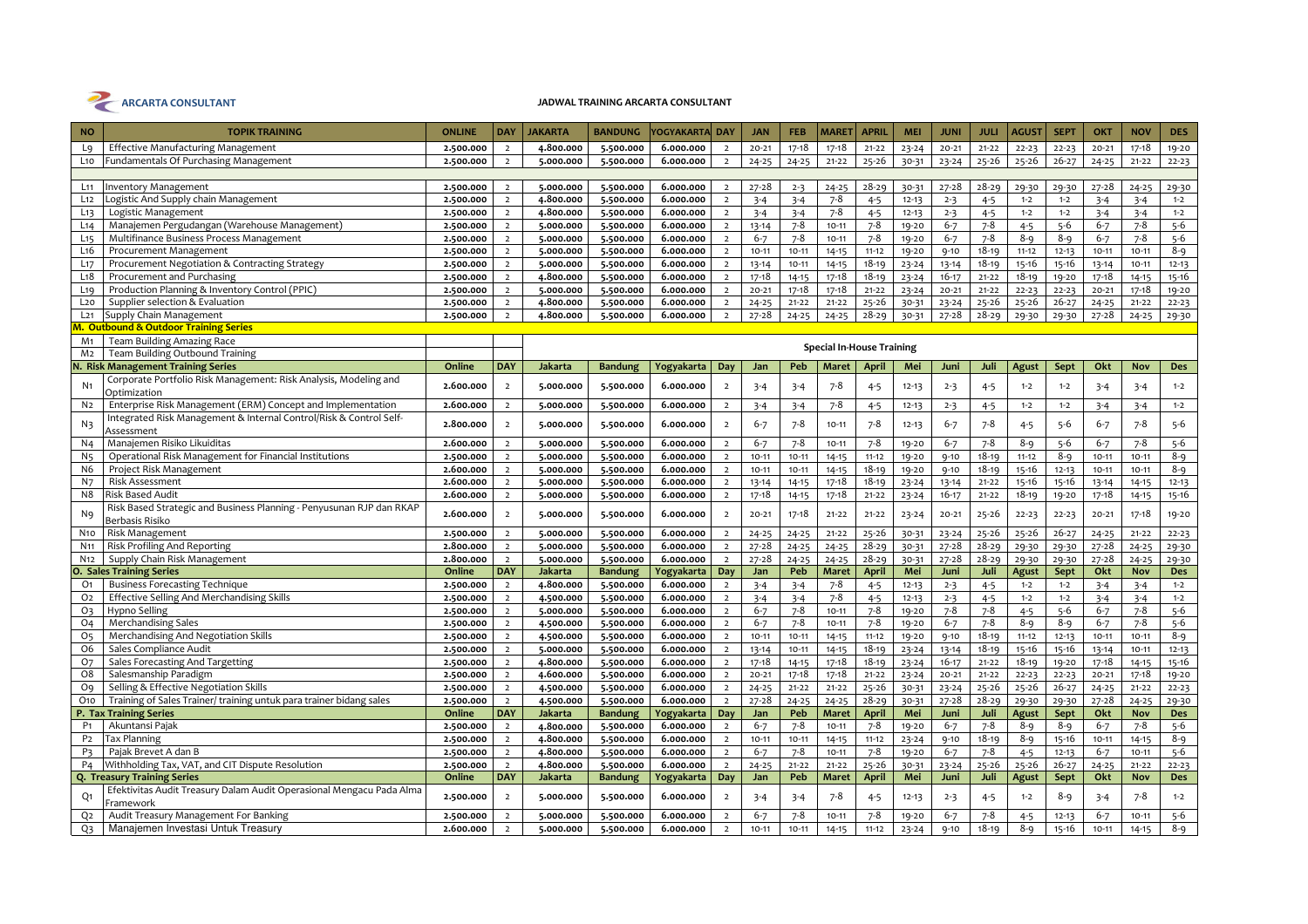ARCARTA CONSULTANT

**JADWAL TRAINING ARCARTA CONSULTANT**

| NO | TOPIK TRAINING | ONLINE | DAY | JAKARTA | BANDUNG | YOGYAKARTA | DAY | JAN | FEB | MARET | APRIL | MEI | JUNI | JULI | AGUST | SEPT | OKT | NOV | DES |
|---|---|---|---|---|---|---|---|---|---|---|---|---|---|---|---|---|---|---|---|
| L9 | Effective Manufacturing Management | 2.500.000 | 2 | 4.800.000 | 5.500.000 | 6.000.000 | 2 | 20-21 | 17-18 | 17-18 | 21-22 | 23-24 | 20-21 | 21-22 | 22-23 | 22-23 | 20-21 | 17-18 | 19-20 |
| L10 | Fundamentals Of Purchasing Management | 2.500.000 | 2 | 5.000.000 | 5.500.000 | 6.000.000 | 2 | 24-25 | 24-25 | 21-22 | 25-26 | 30-31 | 23-24 | 25-26 | 25-26 | 26-27 | 24-25 | 21-22 | 22-23 |
| | | | | | | | | | | | | | | | | | | | |
| L11 | Inventory Management | 2.500.000 | 2 | 5.000.000 | 5.500.000 | 6.000.000 | 2 | 27-28 | 2-3 | 24-25 | 28-29 | 30-31 | 27-28 | 28-29 | 29-30 | 29-30 | 27-28 | 24-25 | 29-30 |
| L12 | Logistic And Supply chain Management | 2.500.000 | 2 | 4.800.000 | 5.500.000 | 6.000.000 | 2 | 3-4 | 3-4 | 7-8 | 4-5 | 12-13 | 2-3 | 4-5 | 1-2 | 1-2 | 3-4 | 3-4 | 1-2 |
| L13 | Logistic Management | 2.500.000 | 2 | 4.800.000 | 5.500.000 | 6.000.000 | 2 | 3-4 | 3-4 | 7-8 | 4-5 | 12-13 | 2-3 | 4-5 | 1-2 | 1-2 | 3-4 | 3-4 | 1-2 |
| L14 | Manajemen Pergudangan (Warehouse Management) | 2.500.000 | 2 | 5.000.000 | 5.500.000 | 6.000.000 | 2 | 13-14 | 7-8 | 10-11 | 7-8 | 19-20 | 6-7 | 7-8 | 4-5 | 5-6 | 6-7 | 7-8 | 5-6 |
| L15 | Multifinance Business Process Management | 2.500.000 | 2 | 5.000.000 | 5.500.000 | 6.000.000 | 2 | 6-7 | 7-8 | 10-11 | 7-8 | 19-20 | 6-7 | 7-8 | 8-9 | 8-9 | 6-7 | 7-8 | 5-6 |
| L16 | Procurement Management | 2.500.000 | 2 | 5.000.000 | 5.500.000 | 6.000.000 | 2 | 10-11 | 10-11 | 14-15 | 11-12 | 19-20 | 9-10 | 18-19 | 11-12 | 12-13 | 10-11 | 10-11 | 8-9 |
| L17 | Procurement Negotiation & Contracting Strategy | 2.500.000 | 2 | 5.000.000 | 5.500.000 | 6.000.000 | 2 | 13-14 | 10-11 | 14-15 | 18-19 | 23-24 | 13-14 | 18-19 | 15-16 | 15-16 | 13-14 | 10-11 | 12-13 |
| L18 | Procurement and Purchasing | 2.500.000 | 2 | 4.800.000 | 5.500.000 | 6.000.000 | 2 | 17-18 | 14-15 | 17-18 | 18-19 | 23-24 | 16-17 | 21-22 | 18-19 | 19-20 | 17-18 | 14-15 | 15-16 |
| L19 | Production Planning & Inventory Control (PPIC) | 2.500.000 | 2 | 5.000.000 | 5.500.000 | 6.000.000 | 2 | 20-21 | 17-18 | 17-18 | 21-22 | 23-24 | 20-21 | 21-22 | 22-23 | 22-23 | 20-21 | 17-18 | 19-20 |
| L20 | Supplier selection & Evaluation | 2.500.000 | 2 | 4.800.000 | 5.500.000 | 6.000.000 | 2 | 24-25 | 21-22 | 21-22 | 25-26 | 30-31 | 23-24 | 25-26 | 25-26 | 26-27 | 24-25 | 21-22 | 22-23 |
| L21 | Supply Chain Management | 2.500.000 | 2 | 4.800.000 | 5.500.000 | 6.000.000 | 2 | 27-28 | 24-25 | 24-25 | 28-29 | 30-31 | 27-28 | 28-29 | 29-30 | 29-30 | 27-28 | 24-25 | 29-30 |
| **M. Outbound & Outdoor Training Series** | | | | | | | | | | | | | | | | | | | |
| M1 | Team Building Amazing Race | | | Special In-House Training | | | | | | | | | | | | | | | |
| M2 | Team Building Outbound Training | | | | | | | | | | | | | | | | | | |
| **N. Risk Management Training Series** | | **Online** | **DAY** | **Jakarta** | **Bandung** | **Yogyakarta** | **Day** | **Jan** | **Peb** | **Maret** | **April** | **Mei** | **Juni** | **Juli** | **Agust** | **Sept** | **Okt** | **Nov** | **Des** |
| N1 | Corporate Portfolio Risk Management: Risk Analysis, Modeling and Optimization | 2.600.000 | 2 | 5.000.000 | 5.500.000 | 6.000.000 | 2 | 3-4 | 3-4 | 7-8 | 4-5 | 12-13 | 2-3 | 4-5 | 1-2 | 1-2 | 3-4 | 3-4 | 1-2 |
| N2 | Enterprise Risk Management (ERM) Concept and Implementation | 2.600.000 | 2 | 5.000.000 | 5.500.000 | 6.000.000 | 2 | 3-4 | 3-4 | 7-8 | 4-5 | 12-13 | 2-3 | 4-5 | 1-2 | 1-2 | 3-4 | 3-4 | 1-2 |
| N3 | Integrated Risk Management & Internal Control/Risk & Control Self-Assessment | 2.800.000 | 2 | 5.000.000 | 5.500.000 | 6.000.000 | 2 | 6-7 | 7-8 | 10-11 | 7-8 | 12-13 | 6-7 | 7-8 | 4-5 | 5-6 | 6-7 | 7-8 | 5-6 |
| N4 | Manajemen Risiko Likuiditas | 2.600.000 | 2 | 5.000.000 | 5.500.000 | 6.000.000 | 2 | 6-7 | 7-8 | 10-11 | 7-8 | 19-20 | 6-7 | 7-8 | 8-9 | 5-6 | 6-7 | 7-8 | 5-6 |
| N5 | Operational Risk Management for Financial Institutions | 2.500.000 | 2 | 5.000.000 | 5.500.000 | 6.000.000 | 2 | 10-11 | 10-11 | 14-15 | 11-12 | 19-20 | 9-10 | 18-19 | 11-12 | 8-9 | 10-11 | 10-11 | 8-9 |
| N6 | Project Risk Management | 2.600.000 | 2 | 5.000.000 | 5.500.000 | 6.000.000 | 2 | 10-11 | 10-11 | 14-15 | 18-19 | 19-20 | 9-10 | 18-19 | 15-16 | 12-13 | 10-11 | 10-11 | 8-9 |
| N7 | Risk Assessment | 2.600.000 | 2 | 5.000.000 | 5.500.000 | 6.000.000 | 2 | 13-14 | 14-15 | 17-18 | 18-19 | 23-24 | 13-14 | 21-22 | 15-16 | 15-16 | 13-14 | 14-15 | 12-13 |
| N8 | Risk Based Audit | 2.600.000 | 2 | 5.000.000 | 5.500.000 | 6.000.000 | 2 | 17-18 | 14-15 | 17-18 | 21-22 | 23-24 | 16-17 | 21-22 | 18-19 | 19-20 | 17-18 | 14-15 | 15-16 |
| N9 | Risk Based Strategic and Business Planning - Penyusunan RJP dan RKAP Berbasis Risiko | 2.600.000 | 2 | 5.000.000 | 5.500.000 | 6.000.000 | 2 | 20-21 | 17-18 | 21-22 | 21-22 | 23-24 | 20-21 | 25-26 | 22-23 | 22-23 | 20-21 | 17-18 | 19-20 |
| N10 | Risk Management | 2.500.000 | 2 | 5.000.000 | 5.500.000 | 6.000.000 | 2 | 24-25 | 24-25 | 21-22 | 25-26 | 30-31 | 23-24 | 25-26 | 25-26 | 26-27 | 24-25 | 21-22 | 22-23 |
| N11 | Risk Profiling And Reporting | 2.800.000 | 2 | 5.000.000 | 5.500.000 | 6.000.000 | 2 | 27-28 | 24-25 | 24-25 | 28-29 | 30-31 | 27-28 | 28-29 | 29-30 | 29-30 | 27-28 | 24-25 | 29-30 |
| N12 | Supply Chain Risk Management | 2.800.000 | 2 | 5.000.000 | 5.500.000 | 6.000.000 | 2 | 27-28 | 24-25 | 24-25 | 28-29 | 30-31 | 27-28 | 28-29 | 29-30 | 29-30 | 27-28 | 24-25 | 29-30 |
| **O. Sales Training Series** | | **Online** | **DAY** | **Jakarta** | **Bandung** | **Yogyakarta** | **Day** | **Jan** | **Peb** | **Maret** | **April** | **Mei** | **Juni** | **Juli** | **Agust** | **Sept** | **Okt** | **Nov** | **Des** |
| O1 | Business Forecasting Technique | 2.500.000 | 2 | 4.800.000 | 5.500.000 | 6.000.000 | 2 | 3-4 | 3-4 | 7-8 | 4-5 | 12-13 | 2-3 | 4-5 | 1-2 | 1-2 | 3-4 | 3-4 | 1-2 |
| O2 | Effective Selling And Merchandising Skills | 2.500.000 | 2 | 4.500.000 | 5.500.000 | 6.000.000 | 2 | 3-4 | 3-4 | 7-8 | 4-5 | 12-13 | 2-3 | 4-5 | 1-2 | 1-2 | 3-4 | 3-4 | 1-2 |
| O3 | Hypno Selling | 2.500.000 | 2 | 5.000.000 | 5.500.000 | 6.000.000 | 2 | 6-7 | 7-8 | 10-11 | 7-8 | 19-20 | 7-8 | 7-8 | 4-5 | 5-6 | 6-7 | 7-8 | 5-6 |
| O4 | Merchandising Sales | 2.500.000 | 2 | 4.500.000 | 5.500.000 | 6.000.000 | 2 | 6-7 | 7-8 | 10-11 | 7-8 | 19-20 | 6-7 | 7-8 | 8-9 | 8-9 | 6-7 | 7-8 | 5-6 |
| O5 | Merchandising And Negotiation Skills | 2.500.000 | 2 | 4.500.000 | 5.500.000 | 6.000.000 | 2 | 10-11 | 10-11 | 14-15 | 11-12 | 19-20 | 9-10 | 18-19 | 11-12 | 12-13 | 10-11 | 10-11 | 8-9 |
| O6 | Sales Compliance Audit | 2.500.000 | 2 | 5.000.000 | 5.500.000 | 6.000.000 | 2 | 13-14 | 10-11 | 14-15 | 18-19 | 23-24 | 13-14 | 18-19 | 15-16 | 15-16 | 13-14 | 10-11 | 12-13 |
| O7 | Sales Forecasting And Targetting | 2.500.000 | 2 | 4.800.000 | 5.500.000 | 6.000.000 | 2 | 17-18 | 14-15 | 17-18 | 18-19 | 23-24 | 16-17 | 21-22 | 18-19 | 19-20 | 17-18 | 14-15 | 15-16 |
| O8 | Salesmanship Paradigm | 2.500.000 | 2 | 4.600.000 | 5.500.000 | 6.000.000 | 2 | 20-21 | 17-18 | 17-18 | 21-22 | 23-24 | 20-21 | 21-22 | 22-23 | 22-23 | 20-21 | 17-18 | 19-20 |
| O9 | Selling & Effective Negotiation Skills | 2.500.000 | 2 | 4.500.000 | 5.500.000 | 6.000.000 | 2 | 24-25 | 21-22 | 21-22 | 25-26 | 30-31 | 23-24 | 25-26 | 25-26 | 26-27 | 24-25 | 21-22 | 22-23 |
| O10 | Training of Sales Trainer/ training untuk para trainer bidang sales | 2.500.000 | 2 | 4.500.000 | 5.500.000 | 6.000.000 | 2 | 27-28 | 24-25 | 24-25 | 28-29 | 30-31 | 27-28 | 28-29 | 29-30 | 29-30 | 27-28 | 24-25 | 29-30 |
| **P. Tax Training Series** | | **Online** | **DAY** | **Jakarta** | **Bandung** | **Yogyakarta** | **Day** | **Jan** | **Peb** | **Maret** | **April** | **Mei** | **Juni** | **Juli** | **Agust** | **Sept** | **Okt** | **Nov** | **Des** |
| P1 | Akuntansi Pajak | 2.500.000 | 2 | 4.800.000 | 5.500.000 | 6.000.000 | 2 | 6-7 | 7-8 | 10-11 | 7-8 | 19-20 | 6-7 | 7-8 | 8-9 | 8-9 | 6-7 | 7-8 | 5-6 |
| P2 | Tax Planning | 2.500.000 | 2 | 4.800.000 | 5.500.000 | 6.000.000 | 2 | 10-11 | 10-11 | 14-15 | 11-12 | 23-24 | 9-10 | 18-19 | 8-9 | 15-16 | 10-11 | 14-15 | 8-9 |
| P3 | Pajak Brevet A dan B | 2.500.000 | 2 | 4.800.000 | 5.500.000 | 6.000.000 | 2 | 6-7 | 7-8 | 10-11 | 7-8 | 19-20 | 6-7 | 7-8 | 4-5 | 12-13 | 6-7 | 10-11 | 5-6 |
| P4 | Withholding Tax, VAT, and CIT Dispute Resolution | 2.500.000 | 2 | 4.800.000 | 5.500.000 | 6.000.000 | 2 | 24-25 | 21-22 | 21-22 | 25-26 | 30-31 | 23-24 | 25-26 | 25-26 | 26-27 | 24-25 | 21-22 | 22-23 |
| **Q. Treasury Training Series** | | **Online** | **DAY** | **Jakarta** | **Bandung** | **Yogyakarta** | **Day** | **Jan** | **Peb** | **Maret** | **April** | **Mei** | **Juni** | **Juli** | **Agust** | **Sept** | **Okt** | **Nov** | **Des** |
| Q1 | Efektivitas Audit Treasury Dalam Audit Operasional Mengacu Pada Alma Framework | 2.500.000 | 2 | 5.000.000 | 5.500.000 | 6.000.000 | 2 | 3-4 | 3-4 | 7-8 | 4-5 | 12-13 | 2-3 | 4-5 | 1-2 | 8-9 | 3-4 | 7-8 | 1-2 |
| Q2 | Audit Treasury Management For Banking | 2.500.000 | 2 | 5.000.000 | 5.500.000 | 6.000.000 | 2 | 6-7 | 7-8 | 10-11 | 7-8 | 19-20 | 6-7 | 7-8 | 4-5 | 12-13 | 6-7 | 10-11 | 5-6 |
| Q3 | Manajemen Investasi Untuk Treasury | 2.600.000 | 2 | 5.000.000 | 5.500.000 | 6.000.000 | 2 | 10-11 | 10-11 | 14-15 | 11-12 | 23-24 | 9-10 | 18-19 | 8-9 | 15-16 | 10-11 | 14-15 | 8-9 |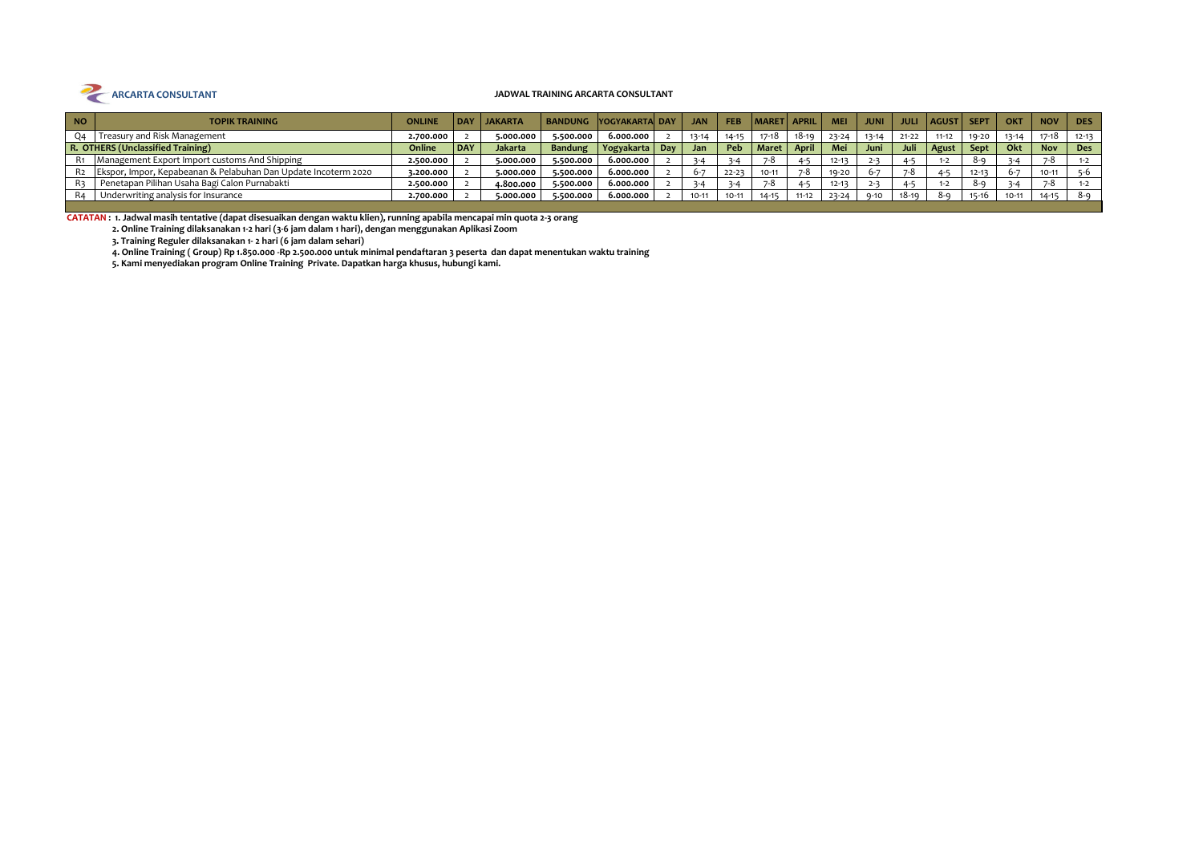**ARCARTA CONSULTANT**

**JADWAL TRAINING ARCARTA CONSULTANT**

| NO | TOPIK TRAINING | ONLINE | DAY | JAKARTA | BANDUNG | YOGYAKARTA | DAY | JAN | FEB | MARET | APRIL | MEI | JUNI | JULI | AGUST | SEPT | OKT | NOV | DES |
|---|---|---|---|---|---|---|---|---|---|---|---|---|---|---|---|---|---|---|---|
| Q4 | Treasury and Risk Management | 2.700.000 | 2 | 5.000.000 | 5.500.000 | 6.000.000 | 2 | 13-14 | 14-15 | 17-18 | 18-19 | 23-24 | 13-14 | 21-22 | 11-12 | 19-20 | 13-14 | 17-18 | 12-13 |
| **R. OTHERS (Unclassified Training)** | | **Online** | **DAY** | **Jakarta** | **Bandung** | **Yogyakarta** | **Day** | **Jan** | **Peb** | **Maret** | **April** | **Mei** | **Juni** | **Juli** | **Agust** | **Sept** | **Okt** | **Nov** | **Des** |
| R1 | Management Export Import customs And Shipping | 2.500.000 | 2 | 5.000.000 | 5.500.000 | 6.000.000 | 2 | 3-4 | 3-4 | 7-8 | 4-5 | 12-13 | 2-3 | 4-5 | 1-2 | 8-9 | 3-4 | 7-8 | 1-2 |
| R2 | Ekspor, Impor, Kepabeanan & Pelabuhan Dan Update Incoterm 2020 | 3.200.000 | 2 | 5.000.000 | 5.500.000 | 6.000.000 | 2 | 6-7 | 22-23 | 10-11 | 7-8 | 19-20 | 6-7 | 7-8 | 4-5 | 12-13 | 6-7 | 10-11 | 5-6 |
| R3 | Penetapan Pilihan Usaha Bagi Calon Purnabakti | 2.500.000 | 2 | 4.800.000 | 5.500.000 | 6.000.000 | 2 | 3-4 | 3-4 | 7-8 | 4-5 | 12-13 | 2-3 | 4-5 | 1-2 | 8-9 | 3-4 | 7-8 | 1-2 |
| R4 | Underwriting analysis for Insurance | 2.700.000 | 2 | 5.000.000 | 5.500.000 | 6.000.000 | 2 | 10-11 | 10-11 | 14-15 | 11-12 | 23-24 | 9-10 | 18-19 | 8-9 | 15-16 | 10-11 | 14-15 | 8-9 |

**CATATAN : 1. Jadwal masih tentative (dapat disesuaikan dengan waktu klien), running apabila mencapai min quota 2-3 orang**

**2. Online Training dilaksanakan 1-2 hari (3-6 jam dalam 1 hari), dengan menggunakan Aplikasi Zoom**

**3. Training Reguler dilaksanakan 1- 2 hari (6 jam dalam sehari)**

**4. Online Training ( Group) Rp 1.850.000 -Rp 2.500.000 untuk minimal pendaftaran 3 peserta dan dapat menentukan waktu training**

**5. Kami menyediakan program Online Training Private. Dapatkan harga khusus, hubungi kami.**